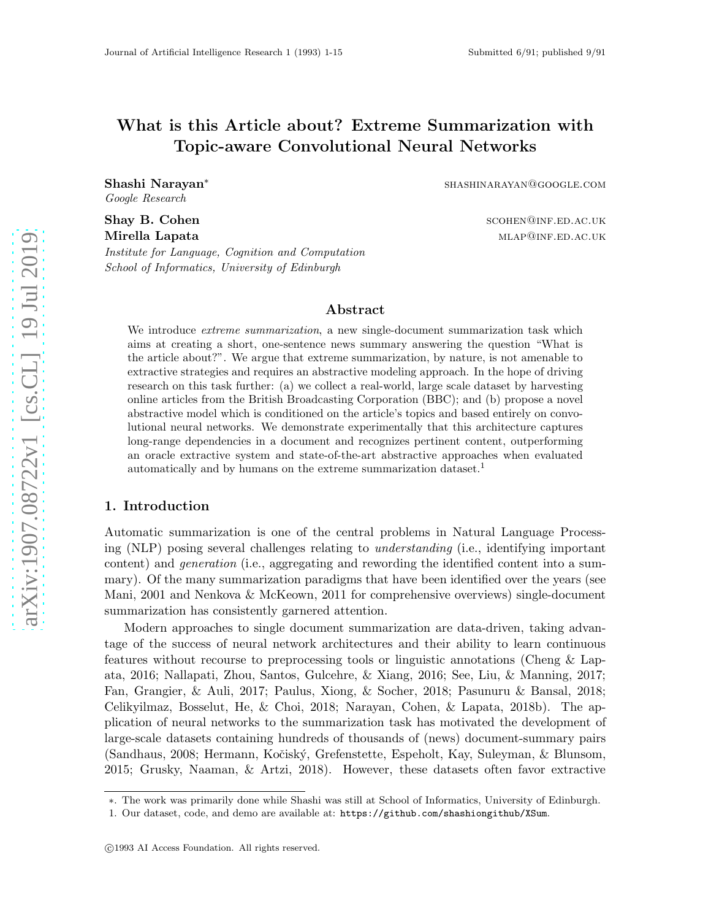# What is this Article about? Extreme Summarization with Topic-aware Convolutional Neural Networks

**Shashi Narayan*** SHASHINARAYAN@GOOGLE.COM
*Google Research*

**Shay B. Cohen** SCOHEN@INF.ED.AC.UK
**Mirella Lapata** MLAP@INF.ED.AC.UK
*Institute for Language, Cognition and Computation*
*School of Informatics, University of Edinburgh*

## Abstract

We introduce *extreme summarization*, a new single-document summarization task which aims at creating a short, one-sentence news summary answering the question "What is the article about?". We argue that extreme summarization, by nature, is not amenable to extractive strategies and requires an abstractive modeling approach. In the hope of driving research on this task further: (a) we collect a real-world, large scale dataset by harvesting online articles from the British Broadcasting Corporation (BBC); and (b) propose a novel abstractive model which is conditioned on the article's topics and based entirely on convolutional neural networks. We demonstrate experimentally that this architecture captures long-range dependencies in a document and recognizes pertinent content, outperforming an oracle extractive system and state-of-the-art abstractive approaches when evaluated automatically and by humans on the extreme summarization dataset.[1]

## 1. Introduction

Automatic summarization is one of the central problems in Natural Language Processing (NLP) posing several challenges relating to *understanding* (i.e., identifying important content) and *generation* (i.e., aggregating and rewording the identified content into a summary). Of the many summarization paradigms that have been identified over the years (see Mani, 2001 and Nenkova & McKeown, 2011 for comprehensive overviews) single-document summarization has consistently garnered attention.

Modern approaches to single document summarization are data-driven, taking advantage of the success of neural network architectures and their ability to learn continuous features without recourse to preprocessing tools or linguistic annotations (Cheng & Lapata, 2016; Nallapati, Zhou, Santos, Gulcehre, & Xiang, 2016; See, Liu, & Manning, 2017; Fan, Grangier, & Auli, 2017; Paulus, Xiong, & Socher, 2018; Pasunuru & Bansal, 2018; Celikyilmaz, Bosselut, He, & Choi, 2018; Narayan, Cohen, & Lapata, 2018b). The application of neural networks to the summarization task has motivated the development of large-scale datasets containing hundreds of thousands of (news) document-summary pairs (Sandhaus, 2008; Hermann, Kočiský, Grefenstette, Espeholt, Kay, Suleyman, & Blunsom, 2015; Grusky, Naaman, & Artzi, 2018). However, these datasets often favor extractive

*. The work was primarily done while Shashi was still at School of Informatics, University of Edinburgh.
1. Our dataset, code, and demo are available at: https://github.com/shashiongithub/XSum.

©1993 AI Access Foundation. All rights reserved.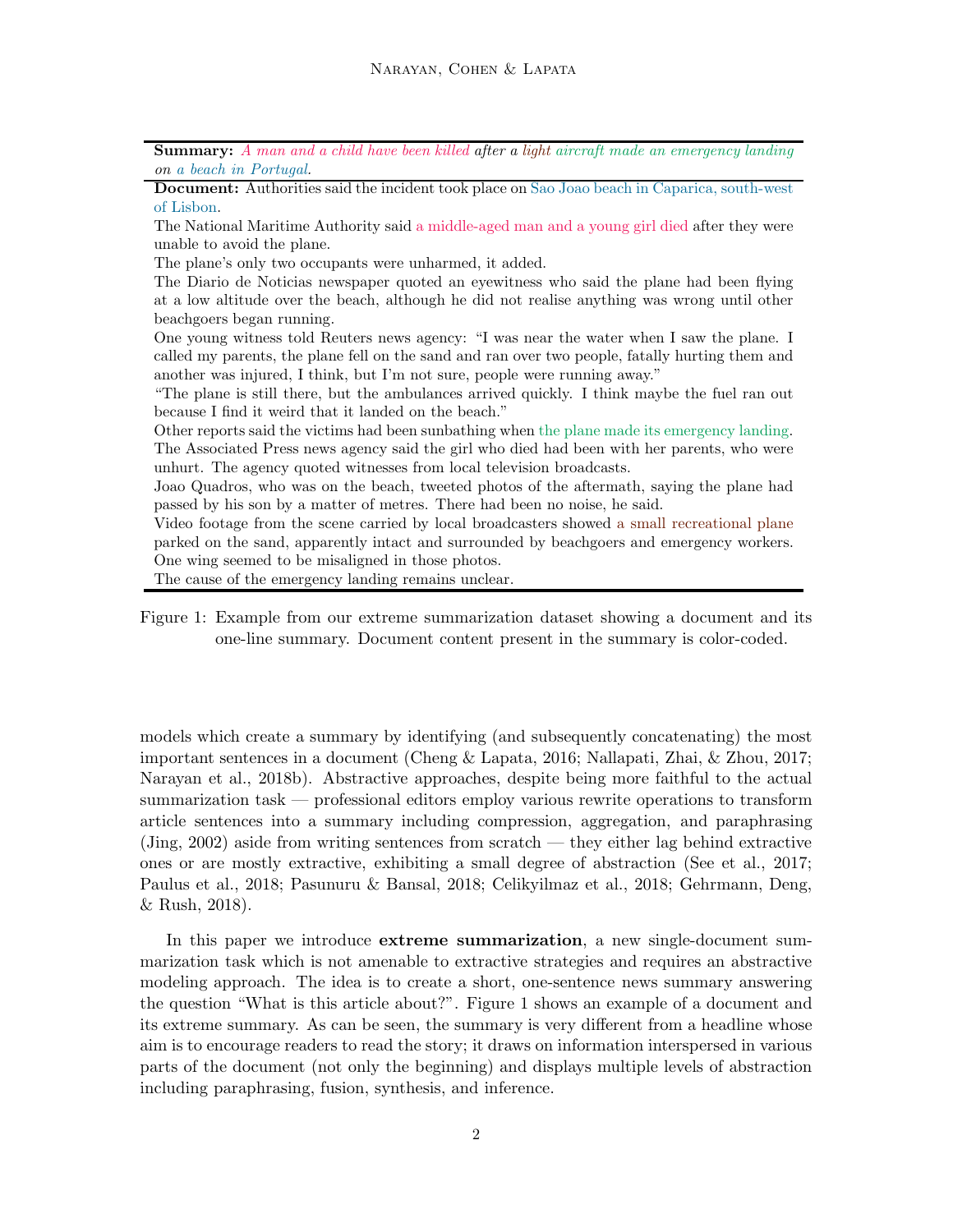**Summary:** *A man and a child have been killed after a light aircraft made an emergency landing on a beach in Portugal.*

**Document:** Authorities said the incident took place on Sao Joao beach in Caparica, south-west of Lisbon.
The National Maritime Authority said a middle-aged man and a young girl died after they were unable to avoid the plane.
The plane's only two occupants were unharmed, it added.
The Diario de Noticias newspaper quoted an eyewitness who said the plane had been flying at a low altitude over the beach, although he did not realise anything was wrong until other beachgoers began running.
One young witness told Reuters news agency: "I was near the water when I saw the plane. I called my parents, the plane fell on the sand and ran over two people, fatally hurting them and another was injured, I think, but I'm not sure, people were running away."
"The plane is still there, but the ambulances arrived quickly. I think maybe the fuel ran out because I find it weird that it landed on the beach."
Other reports said the victims had been sunbathing when the plane made its emergency landing.
The Associated Press news agency said the girl who died had been with her parents, who were unhurt. The agency quoted witnesses from local television broadcasts.
Joao Quadros, who was on the beach, tweeted photos of the aftermath, saying the plane had passed by his son by a matter of metres. There had been no noise, he said.
Video footage from the scene carried by local broadcasters showed a small recreational plane parked on the sand, apparently intact and surrounded by beachgoers and emergency workers.
One wing seemed to be misaligned in those photos.
The cause of the emergency landing remains unclear.

Figure 1: Example from our extreme summarization dataset showing a document and its one-line summary. Document content present in the summary is color-coded.

models which create a summary by identifying (and subsequently concatenating) the most important sentences in a document (Cheng & Lapata, 2016; Nallapati, Zhai, & Zhou, 2017; Narayan et al., 2018b). Abstractive approaches, despite being more faithful to the actual summarization task — professional editors employ various rewrite operations to transform article sentences into a summary including compression, aggregation, and paraphrasing (Jing, 2002) aside from writing sentences from scratch — they either lag behind extractive ones or are mostly extractive, exhibiting a small degree of abstraction (See et al., 2017; Paulus et al., 2018; Pasunuru & Bansal, 2018; Celikyilmaz et al., 2018; Gehrmann, Deng, & Rush, 2018).

In this paper we introduce **extreme summarization**, a new single-document summarization task which is not amenable to extractive strategies and requires an abstractive modeling approach. The idea is to create a short, one-sentence news summary answering the question "What is this article about?". Figure 1 shows an example of a document and its extreme summary. As can be seen, the summary is very different from a headline whose aim is to encourage readers to read the story; it draws on information interspersed in various parts of the document (not only the beginning) and displays multiple levels of abstraction including paraphrasing, fusion, synthesis, and inference.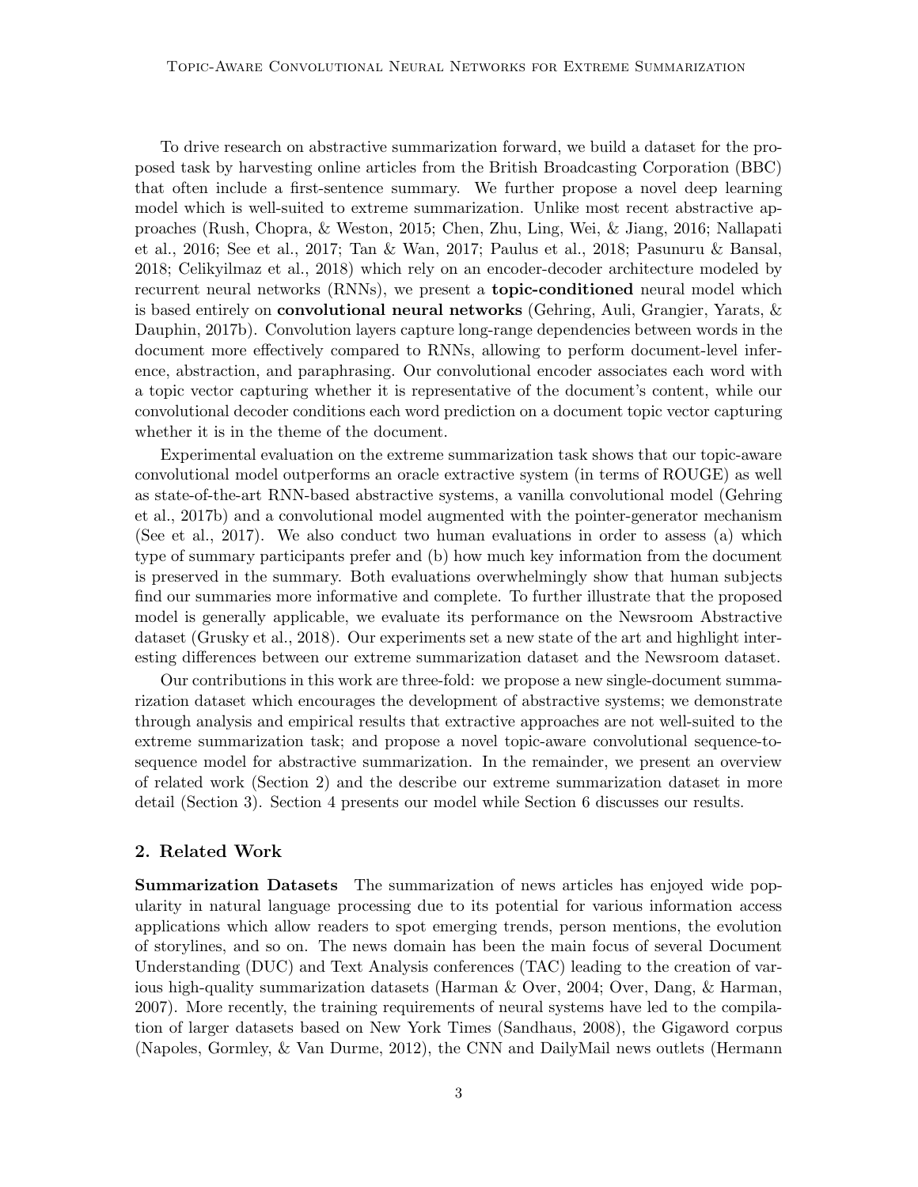To drive research on abstractive summarization forward, we build a dataset for the proposed task by harvesting online articles from the British Broadcasting Corporation (BBC) that often include a first-sentence summary. We further propose a novel deep learning model which is well-suited to extreme summarization. Unlike most recent abstractive approaches (Rush, Chopra, & Weston, 2015; Chen, Zhu, Ling, Wei, & Jiang, 2016; Nallapati et al., 2016; See et al., 2017; Tan & Wan, 2017; Paulus et al., 2018; Pasunuru & Bansal, 2018; Celikyilmaz et al., 2018) which rely on an encoder-decoder architecture modeled by recurrent neural networks (RNNs), we present a **topic-conditioned** neural model which is based entirely on **convolutional neural networks** (Gehring, Auli, Grangier, Yarats, & Dauphin, 2017b). Convolution layers capture long-range dependencies between words in the document more effectively compared to RNNs, allowing to perform document-level inference, abstraction, and paraphrasing. Our convolutional encoder associates each word with a topic vector capturing whether it is representative of the document's content, while our convolutional decoder conditions each word prediction on a document topic vector capturing whether it is in the theme of the document.

Experimental evaluation on the extreme summarization task shows that our topic-aware convolutional model outperforms an oracle extractive system (in terms of ROUGE) as well as state-of-the-art RNN-based abstractive systems, a vanilla convolutional model (Gehring et al., 2017b) and a convolutional model augmented with the pointer-generator mechanism (See et al., 2017). We also conduct two human evaluations in order to assess (a) which type of summary participants prefer and (b) how much key information from the document is preserved in the summary. Both evaluations overwhelmingly show that human subjects find our summaries more informative and complete. To further illustrate that the proposed model is generally applicable, we evaluate its performance on the Newsroom Abstractive dataset (Grusky et al., 2018). Our experiments set a new state of the art and highlight interesting differences between our extreme summarization dataset and the Newsroom dataset.

Our contributions in this work are three-fold: we propose a new single-document summarization dataset which encourages the development of abstractive systems; we demonstrate through analysis and empirical results that extractive approaches are not well-suited to the extreme summarization task; and propose a novel topic-aware convolutional sequence-to-sequence model for abstractive summarization. In the remainder, we present an overview of related work (Section 2) and the describe our extreme summarization dataset in more detail (Section 3). Section 4 presents our model while Section 6 discusses our results.

## 2. Related Work

**Summarization Datasets** The summarization of news articles has enjoyed wide popularity in natural language processing due to its potential for various information access applications which allow readers to spot emerging trends, person mentions, the evolution of storylines, and so on. The news domain has been the main focus of several Document Understanding (DUC) and Text Analysis conferences (TAC) leading to the creation of various high-quality summarization datasets (Harman & Over, 2004; Over, Dang, & Harman, 2007). More recently, the training requirements of neural systems have led to the compilation of larger datasets based on New York Times (Sandhaus, 2008), the Gigaword corpus (Napoles, Gormley, & Van Durme, 2012), the CNN and DailyMail news outlets (Hermann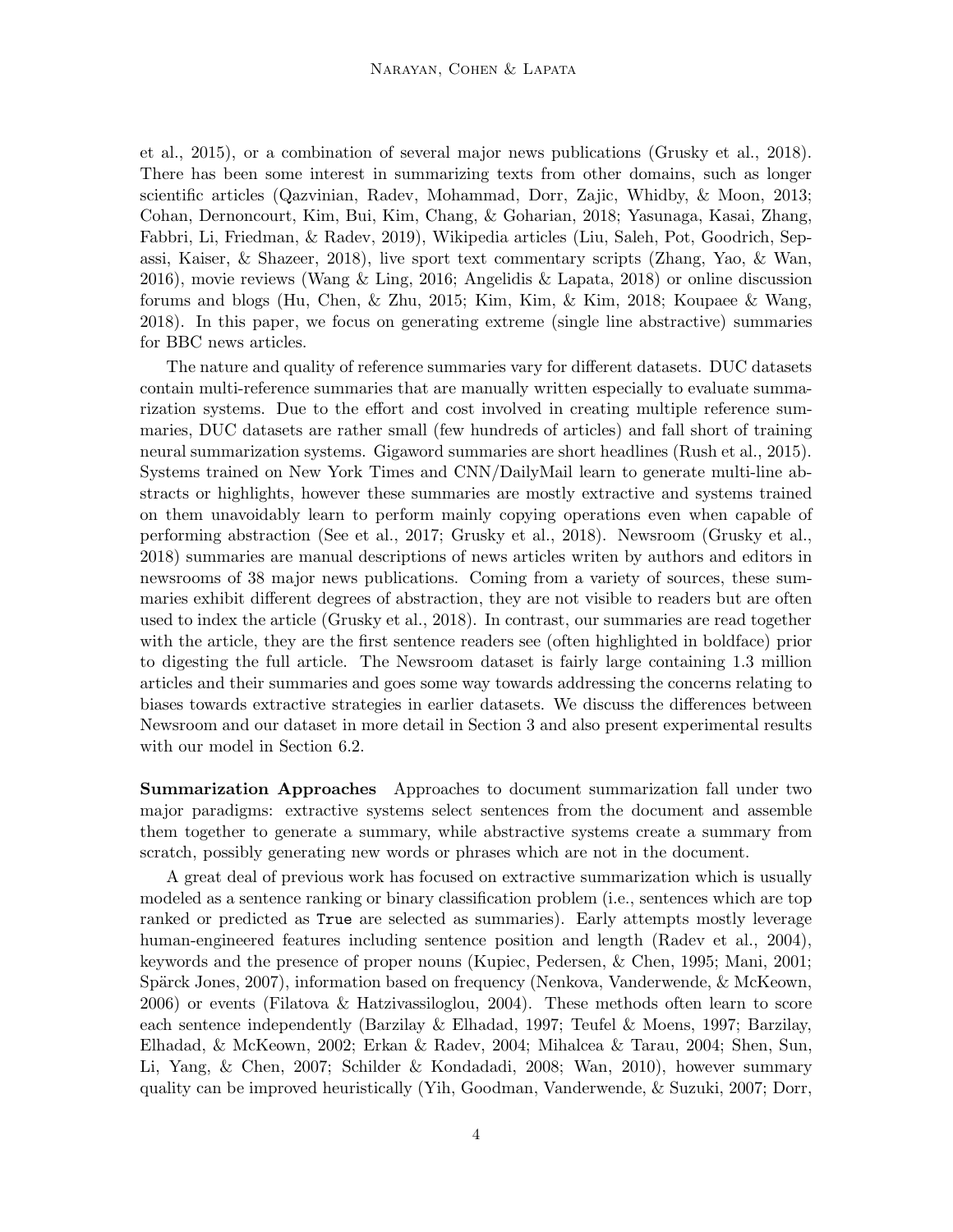et al., 2015), or a combination of several major news publications (Grusky et al., 2018). There has been some interest in summarizing texts from other domains, such as longer scientific articles (Qazvinian, Radev, Mohammad, Dorr, Zajic, Whidby, & Moon, 2013; Cohan, Dernoncourt, Kim, Bui, Kim, Chang, & Goharian, 2018; Yasunaga, Kasai, Zhang, Fabbri, Li, Friedman, & Radev, 2019), Wikipedia articles (Liu, Saleh, Pot, Goodrich, Sepassi, Kaiser, & Shazeer, 2018), live sport text commentary scripts (Zhang, Yao, & Wan, 2016), movie reviews (Wang & Ling, 2016; Angelidis & Lapata, 2018) or online discussion forums and blogs (Hu, Chen, & Zhu, 2015; Kim, Kim, & Kim, 2018; Koupaee & Wang, 2018). In this paper, we focus on generating extreme (single line abstractive) summaries for BBC news articles.

The nature and quality of reference summaries vary for different datasets. DUC datasets contain multi-reference summaries that are manually written especially to evaluate summarization systems. Due to the effort and cost involved in creating multiple reference summaries, DUC datasets are rather small (few hundreds of articles) and fall short of training neural summarization systems. Gigaword summaries are short headlines (Rush et al., 2015). Systems trained on New York Times and CNN/DailyMail learn to generate multi-line abstracts or highlights, however these summaries are mostly extractive and systems trained on them unavoidably learn to perform mainly copying operations even when capable of performing abstraction (See et al., 2017; Grusky et al., 2018). Newsroom (Grusky et al., 2018) summaries are manual descriptions of news articles writen by authors and editors in newsrooms of 38 major news publications. Coming from a variety of sources, these summaries exhibit different degrees of abstraction, they are not visible to readers but are often used to index the article (Grusky et al., 2018). In contrast, our summaries are read together with the article, they are the first sentence readers see (often highlighted in boldface) prior to digesting the full article. The Newsroom dataset is fairly large containing 1.3 million articles and their summaries and goes some way towards addressing the concerns relating to biases towards extractive strategies in earlier datasets. We discuss the differences between Newsroom and our dataset in more detail in Section 3 and also present experimental results with our model in Section 6.2.

**Summarization Approaches** Approaches to document summarization fall under two major paradigms: extractive systems select sentences from the document and assemble them together to generate a summary, while abstractive systems create a summary from scratch, possibly generating new words or phrases which are not in the document.

A great deal of previous work has focused on extractive summarization which is usually modeled as a sentence ranking or binary classification problem (i.e., sentences which are top ranked or predicted as `True` are selected as summaries). Early attempts mostly leverage human-engineered features including sentence position and length (Radev et al., 2004), keywords and the presence of proper nouns (Kupiec, Pedersen, & Chen, 1995; Mani, 2001; Spärck Jones, 2007), information based on frequency (Nenkova, Vanderwende, & McKeown, 2006) or events (Filatova & Hatzivassiloglou, 2004). These methods often learn to score each sentence independently (Barzilay & Elhadad, 1997; Teufel & Moens, 1997; Barzilay, Elhadad, & McKeown, 2002; Erkan & Radev, 2004; Mihalcea & Tarau, 2004; Shen, Sun, Li, Yang, & Chen, 2007; Schilder & Kondadadi, 2008; Wan, 2010), however summary quality can be improved heuristically (Yih, Goodman, Vanderwende, & Suzuki, 2007; Dorr,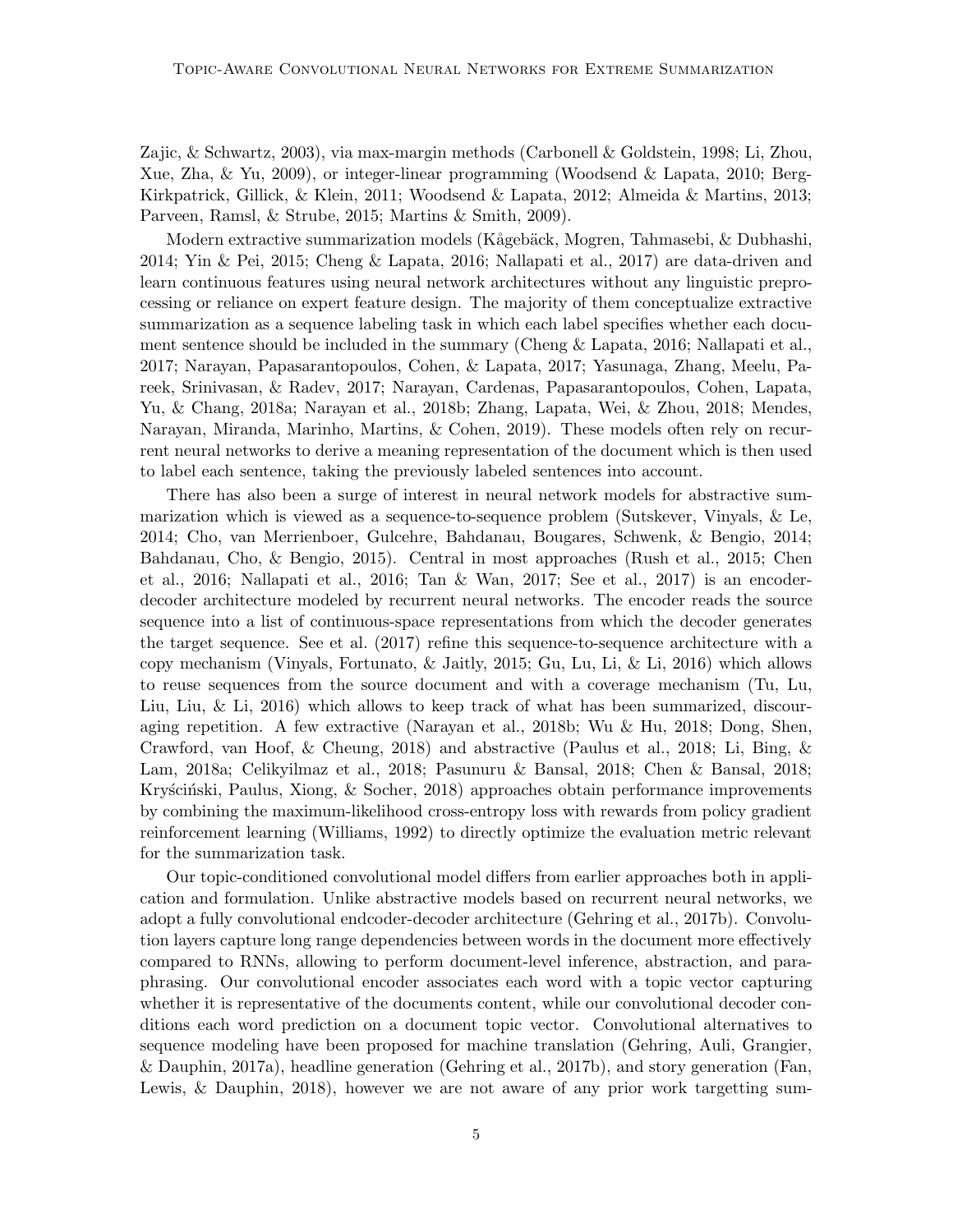Zajic, & Schwartz, 2003), via max-margin methods (Carbonell & Goldstein, 1998; Li, Zhou, Xue, Zha, & Yu, 2009), or integer-linear programming (Woodsend & Lapata, 2010; Berg-Kirkpatrick, Gillick, & Klein, 2011; Woodsend & Lapata, 2012; Almeida & Martins, 2013; Parveen, Ramsl, & Strube, 2015; Martins & Smith, 2009).

Modern extractive summarization models (Kågebäck, Mogren, Tahmasebi, & Dubhashi, 2014; Yin & Pei, 2015; Cheng & Lapata, 2016; Nallapati et al., 2017) are data-driven and learn continuous features using neural network architectures without any linguistic preprocessing or reliance on expert feature design. The majority of them conceptualize extractive summarization as a sequence labeling task in which each label specifies whether each document sentence should be included in the summary (Cheng & Lapata, 2016; Nallapati et al., 2017; Narayan, Papasarantopoulos, Cohen, & Lapata, 2017; Yasunaga, Zhang, Meelu, Pareek, Srinivasan, & Radev, 2017; Narayan, Cardenas, Papasarantopoulos, Cohen, Lapata, Yu, & Chang, 2018a; Narayan et al., 2018b; Zhang, Lapata, Wei, & Zhou, 2018; Mendes, Narayan, Miranda, Marinho, Martins, & Cohen, 2019). These models often rely on recurrent neural networks to derive a meaning representation of the document which is then used to label each sentence, taking the previously labeled sentences into account.

There has also been a surge of interest in neural network models for abstractive summarization which is viewed as a sequence-to-sequence problem (Sutskever, Vinyals, & Le, 2014; Cho, van Merrienboer, Gulcehre, Bahdanau, Bougares, Schwenk, & Bengio, 2014; Bahdanau, Cho, & Bengio, 2015). Central in most approaches (Rush et al., 2015; Chen et al., 2016; Nallapati et al., 2016; Tan & Wan, 2017; See et al., 2017) is an encoder-decoder architecture modeled by recurrent neural networks. The encoder reads the source sequence into a list of continuous-space representations from which the decoder generates the target sequence. See et al. (2017) refine this sequence-to-sequence architecture with a copy mechanism (Vinyals, Fortunato, & Jaitly, 2015; Gu, Lu, Li, & Li, 2016) which allows to reuse sequences from the source document and with a coverage mechanism (Tu, Lu, Liu, Liu, & Li, 2016) which allows to keep track of what has been summarized, discouraging repetition. A few extractive (Narayan et al., 2018b; Wu & Hu, 2018; Dong, Shen, Crawford, van Hoof, & Cheung, 2018) and abstractive (Paulus et al., 2018; Li, Bing, & Lam, 2018a; Celikyilmaz et al., 2018; Pasunuru & Bansal, 2018; Chen & Bansal, 2018; Kryściński, Paulus, Xiong, & Socher, 2018) approaches obtain performance improvements by combining the maximum-likelihood cross-entropy loss with rewards from policy gradient reinforcement learning (Williams, 1992) to directly optimize the evaluation metric relevant for the summarization task.

Our topic-conditioned convolutional model differs from earlier approaches both in application and formulation. Unlike abstractive models based on recurrent neural networks, we adopt a fully convolutional endcoder-decoder architecture (Gehring et al., 2017b). Convolution layers capture long range dependencies between words in the document more effectively compared to RNNs, allowing to perform document-level inference, abstraction, and paraphrasing. Our convolutional encoder associates each word with a topic vector capturing whether it is representative of the documents content, while our convolutional decoder conditions each word prediction on a document topic vector. Convolutional alternatives to sequence modeling have been proposed for machine translation (Gehring, Auli, Grangier, & Dauphin, 2017a), headline generation (Gehring et al., 2017b), and story generation (Fan, Lewis, & Dauphin, 2018), however we are not aware of any prior work targetting sum-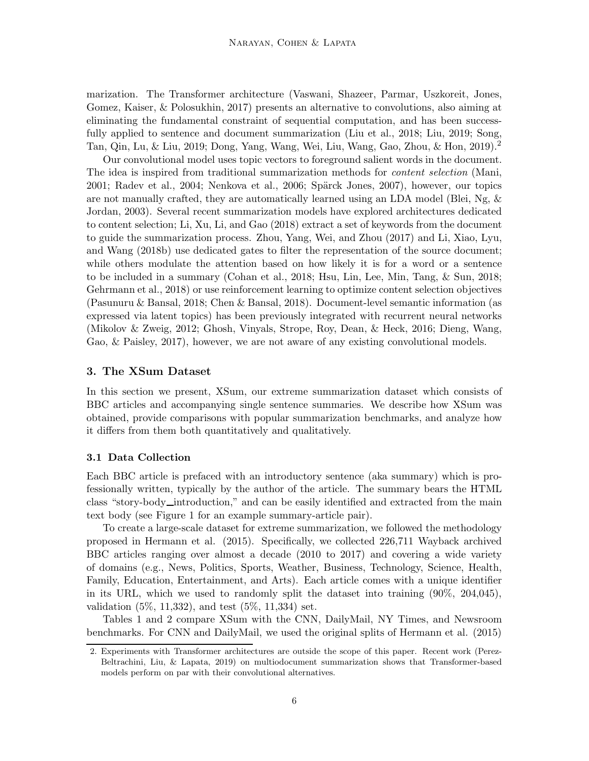marization. The Transformer architecture (Vaswani, Shazeer, Parmar, Uszkoreit, Jones, Gomez, Kaiser, & Polosukhin, 2017) presents an alternative to convolutions, also aiming at eliminating the fundamental constraint of sequential computation, and has been successfully applied to sentence and document summarization (Liu et al., 2018; Liu, 2019; Song, Tan, Qin, Lu, & Liu, 2019; Dong, Yang, Wang, Wei, Liu, Wang, Gao, Zhou, & Hon, 2019).[2]

Our convolutional model uses topic vectors to foreground salient words in the document. The idea is inspired from traditional summarization methods for *content selection* (Mani, 2001; Radev et al., 2004; Nenkova et al., 2006; Spärck Jones, 2007), however, our topics are not manually crafted, they are automatically learned using an LDA model (Blei, Ng, & Jordan, 2003). Several recent summarization models have explored architectures dedicated to content selection; Li, Xu, Li, and Gao (2018) extract a set of keywords from the document to guide the summarization process. Zhou, Yang, Wei, and Zhou (2017) and Li, Xiao, Lyu, and Wang (2018b) use dedicated gates to filter the representation of the source document; while others modulate the attention based on how likely it is for a word or a sentence to be included in a summary (Cohan et al., 2018; Hsu, Lin, Lee, Min, Tang, & Sun, 2018; Gehrmann et al., 2018) or use reinforcement learning to optimize content selection objectives (Pasunuru & Bansal, 2018; Chen & Bansal, 2018). Document-level semantic information (as expressed via latent topics) has been previously integrated with recurrent neural networks (Mikolov & Zweig, 2012; Ghosh, Vinyals, Strope, Roy, Dean, & Heck, 2016; Dieng, Wang, Gao, & Paisley, 2017), however, we are not aware of any existing convolutional models.

## 3. The XSum Dataset

In this section we present, XSum, our extreme summarization dataset which consists of BBC articles and accompanying single sentence summaries. We describe how XSum was obtained, provide comparisons with popular summarization benchmarks, and analyze how it differs from them both quantitatively and qualitatively.

### 3.1 Data Collection

Each BBC article is prefaced with an introductory sentence (aka summary) which is professionally written, typically by the author of the article. The summary bears the HTML class "story-body_introduction," and can be easily identified and extracted from the main text body (see Figure 1 for an example summary-article pair).

To create a large-scale dataset for extreme summarization, we followed the methodology proposed in Hermann et al. (2015). Specifically, we collected 226,711 Wayback archived BBC articles ranging over almost a decade (2010 to 2017) and covering a wide variety of domains (e.g., News, Politics, Sports, Weather, Business, Technology, Science, Health, Family, Education, Entertainment, and Arts). Each article comes with a unique identifier in its URL, which we used to randomly split the dataset into training (90%, 204,045), validation (5%, 11,332), and test (5%, 11,334) set.

Tables 1 and 2 compare XSum with the CNN, DailyMail, NY Times, and Newsroom benchmarks. For CNN and DailyMail, we used the original splits of Hermann et al. (2015)

2. Experiments with Transformer architectures are outside the scope of this paper. Recent work (Perez-Beltrachini, Liu, & Lapata, 2019) on multiodocument summarization shows that Transformer-based models perform on par with their convolutional alternatives.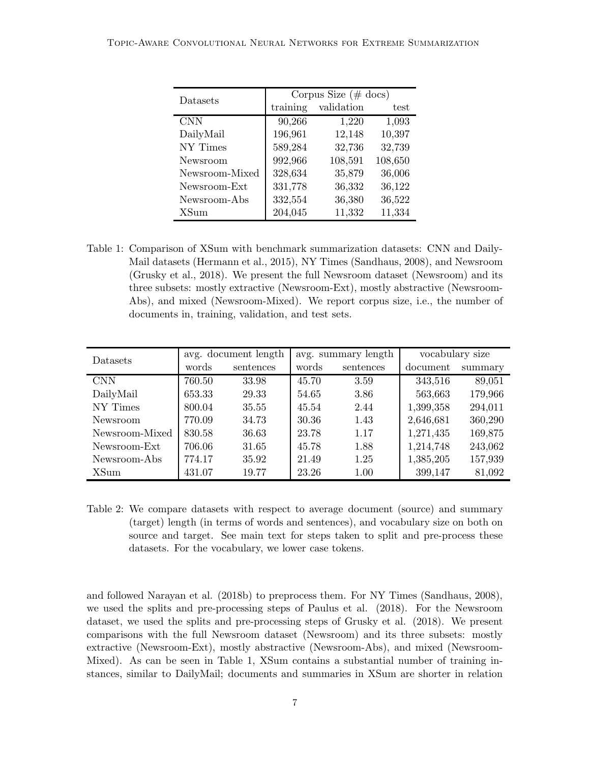| Datasets | Corpus Size (# docs) | | |
|---|---|---|---|
| | training | validation | test |
| CNN | 90,266 | 1,220 | 1,093 |
| DailyMail | 196,961 | 12,148 | 10,397 |
| NY Times | 589,284 | 32,736 | 32,739 |
| Newsroom | 992,966 | 108,591 | 108,650 |
| Newsroom-Mixed | 328,634 | 35,879 | 36,006 |
| Newsroom-Ext | 331,778 | 36,332 | 36,122 |
| Newsroom-Abs | 332,554 | 36,380 | 36,522 |
| XSum | 204,045 | 11,332 | 11,334 |

Table 1: Comparison of XSum with benchmark summarization datasets: CNN and DailyMail datasets (Hermann et al., 2015), NY Times (Sandhaus, 2008), and Newsroom (Grusky et al., 2018). We present the full Newsroom dataset (Newsroom) and its three subsets: mostly extractive (Newsroom-Ext), mostly abstractive (Newsroom-Abs), and mixed (Newsroom-Mixed). We report corpus size, i.e., the number of documents in, training, validation, and test sets.

| Datasets | avg. document length | | avg. summary length | | vocabulary size | |
|---|---|---|---|---|---|---|
| | words | sentences | words | sentences | document | summary |
| CNN | 760.50 | 33.98 | 45.70 | 3.59 | 343,516 | 89,051 |
| DailyMail | 653.33 | 29.33 | 54.65 | 3.86 | 563,663 | 179,966 |
| NY Times | 800.04 | 35.55 | 45.54 | 2.44 | 1,399,358 | 294,011 |
| Newsroom | 770.09 | 34.73 | 30.36 | 1.43 | 2,646,681 | 360,290 |
| Newsroom-Mixed | 830.58 | 36.63 | 23.78 | 1.17 | 1,271,435 | 169,875 |
| Newsroom-Ext | 706.06 | 31.65 | 45.78 | 1.88 | 1,214,748 | 243,062 |
| Newsroom-Abs | 774.17 | 35.92 | 21.49 | 1.25 | 1,385,205 | 157,939 |
| XSum | 431.07 | 19.77 | 23.26 | 1.00 | 399,147 | 81,092 |

Table 2: We compare datasets with respect to average document (source) and summary (target) length (in terms of words and sentences), and vocabulary size on both on source and target. See main text for steps taken to split and pre-process these datasets. For the vocabulary, we lower case tokens.

and followed Narayan et al. (2018b) to preprocess them. For NY Times (Sandhaus, 2008), we used the splits and pre-processing steps of Paulus et al. (2018). For the Newsroom dataset, we used the splits and pre-processing steps of Grusky et al. (2018). We present comparisons with the full Newsroom dataset (Newsroom) and its three subsets: mostly extractive (Newsroom-Ext), mostly abstractive (Newsroom-Abs), and mixed (Newsroom-Mixed). As can be seen in Table 1, XSum contains a substantial number of training instances, similar to DailyMail; documents and summaries in XSum are shorter in relation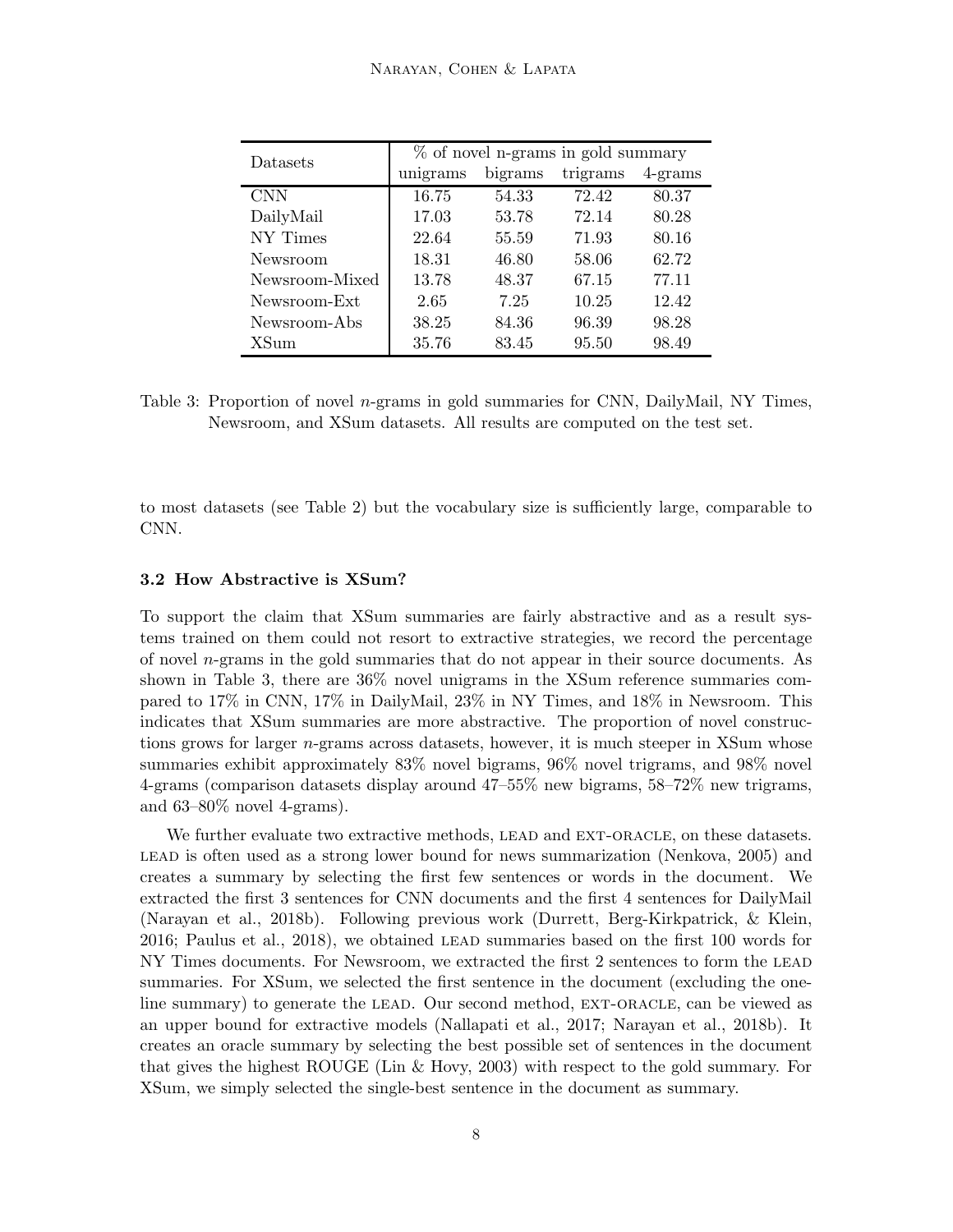| Datasets | % of novel n-grams in gold summary | | | |
|---|---|---|---|---|
| | unigrams | bigrams | trigrams | 4-grams |
| CNN | 16.75 | 54.33 | 72.42 | 80.37 |
| DailyMail | 17.03 | 53.78 | 72.14 | 80.28 |
| NY Times | 22.64 | 55.59 | 71.93 | 80.16 |
| Newsroom | 18.31 | 46.80 | 58.06 | 62.72 |
| Newsroom-Mixed | 13.78 | 48.37 | 67.15 | 77.11 |
| Newsroom-Ext | 2.65 | 7.25 | 10.25 | 12.42 |
| Newsroom-Abs | 38.25 | 84.36 | 96.39 | 98.28 |
| XSum | 35.76 | 83.45 | 95.50 | 98.49 |

Table 3: Proportion of novel $n$-grams in gold summaries for CNN, DailyMail, NY Times, Newsroom, and XSum datasets. All results are computed on the test set.

to most datasets (see Table 2) but the vocabulary size is sufficiently large, comparable to CNN.

### 3.2 How Abstractive is XSum?

To support the claim that XSum summaries are fairly abstractive and as a result systems trained on them could not resort to extractive strategies, we record the percentage of novel $n$-grams in the gold summaries that do not appear in their source documents. As shown in Table 3, there are 36% novel unigrams in the XSum reference summaries compared to 17% in CNN, 17% in DailyMail, 23% in NY Times, and 18% in Newsroom. This indicates that XSum summaries are more abstractive. The proportion of novel constructions grows for larger $n$-grams across datasets, however, it is much steeper in XSum whose summaries exhibit approximately 83% novel bigrams, 96% novel trigrams, and 98% novel 4-grams (comparison datasets display around 47–55% new bigrams, 58–72% new trigrams, and 63–80% novel 4-grams).

We further evaluate two extractive methods, LEAD and EXT-ORACLE, on these datasets. LEAD is often used as a strong lower bound for news summarization (Nenkova, 2005) and creates a summary by selecting the first few sentences or words in the document. We extracted the first 3 sentences for CNN documents and the first 4 sentences for DailyMail (Narayan et al., 2018b). Following previous work (Durrett, Berg-Kirkpatrick, & Klein, 2016; Paulus et al., 2018), we obtained LEAD summaries based on the first 100 words for NY Times documents. For Newsroom, we extracted the first 2 sentences to form the LEAD summaries. For XSum, we selected the first sentence in the document (excluding the one-line summary) to generate the LEAD. Our second method, EXT-ORACLE, can be viewed as an upper bound for extractive models (Nallapati et al., 2017; Narayan et al., 2018b). It creates an oracle summary by selecting the best possible set of sentences in the document that gives the highest ROUGE (Lin & Hovy, 2003) with respect to the gold summary. For XSum, we simply selected the single-best sentence in the document as summary.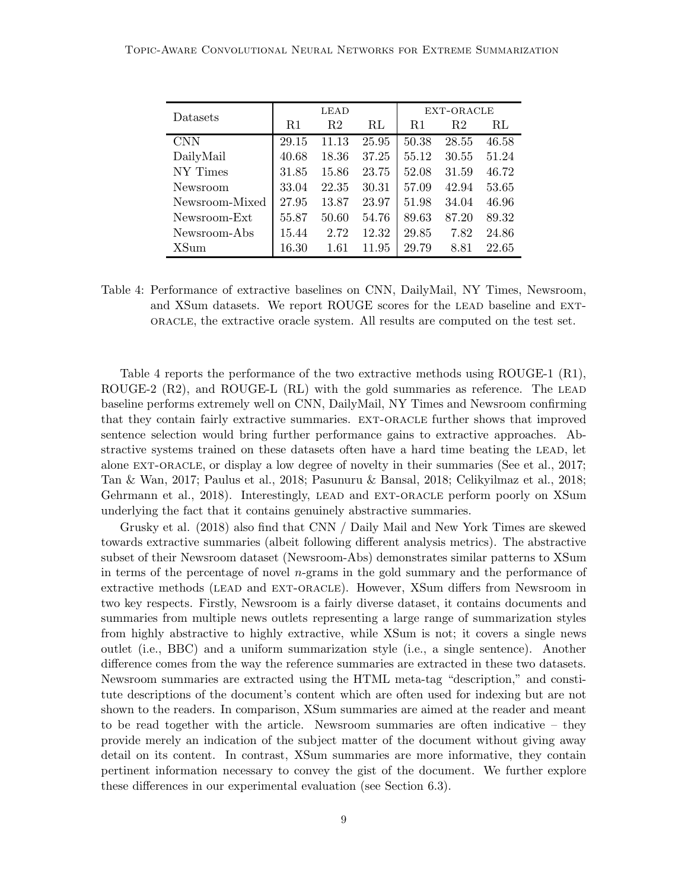| Datasets | LEAD | | | EXT-ORACLE | | |
|---|---|---|---|---|---|---|
| | R1 | R2 | RL | R1 | R2 | RL |
| CNN | 29.15 | 11.13 | 25.95 | 50.38 | 28.55 | 46.58 |
| DailyMail | 40.68 | 18.36 | 37.25 | 55.12 | 30.55 | 51.24 |
| NY Times | 31.85 | 15.86 | 23.75 | 52.08 | 31.59 | 46.72 |
| Newsroom | 33.04 | 22.35 | 30.31 | 57.09 | 42.94 | 53.65 |
| Newsroom-Mixed | 27.95 | 13.87 | 23.97 | 51.98 | 34.04 | 46.96 |
| Newsroom-Ext | 55.87 | 50.60 | 54.76 | 89.63 | 87.20 | 89.32 |
| Newsroom-Abs | 15.44 | 2.72 | 12.32 | 29.85 | 7.82 | 24.86 |
| XSum | 16.30 | 1.61 | 11.95 | 29.79 | 8.81 | 22.65 |

Table 4: Performance of extractive baselines on CNN, DailyMail, NY Times, Newsroom, and XSum datasets. We report ROUGE scores for the LEAD baseline and EXT-ORACLE, the extractive oracle system. All results are computed on the test set.

Table 4 reports the performance of the two extractive methods using ROUGE-1 (R1), ROUGE-2 (R2), and ROUGE-L (RL) with the gold summaries as reference. The LEAD baseline performs extremely well on CNN, DailyMail, NY Times and Newsroom confirming that they contain fairly extractive summaries. EXT-ORACLE further shows that improved sentence selection would bring further performance gains to extractive approaches. Abstractive systems trained on these datasets often have a hard time beating the LEAD, let alone EXT-ORACLE, or display a low degree of novelty in their summaries (See et al., 2017; Tan & Wan, 2017; Paulus et al., 2018; Pasunuru & Bansal, 2018; Celikyilmaz et al., 2018; Gehrmann et al., 2018). Interestingly, LEAD and EXT-ORACLE perform poorly on XSum underlying the fact that it contains genuinely abstractive summaries.

Grusky et al. (2018) also find that CNN / Daily Mail and New York Times are skewed towards extractive summaries (albeit following different analysis metrics). The abstractive subset of their Newsroom dataset (Newsroom-Abs) demonstrates similar patterns to XSum in terms of the percentage of novel $n$-grams in the gold summary and the performance of extractive methods (LEAD and EXT-ORACLE). However, XSum differs from Newsroom in two key respects. Firstly, Newsroom is a fairly diverse dataset, it contains documents and summaries from multiple news outlets representing a large range of summarization styles from highly abstractive to highly extractive, while XSum is not; it covers a single news outlet (i.e., BBC) and a uniform summarization style (i.e., a single sentence). Another difference comes from the way the reference summaries are extracted in these two datasets. Newsroom summaries are extracted using the HTML meta-tag "description," and constitute descriptions of the document's content which are often used for indexing but are not shown to the readers. In comparison, XSum summaries are aimed at the reader and meant to be read together with the article. Newsroom summaries are often indicative – they provide merely an indication of the subject matter of the document without giving away detail on its content. In contrast, XSum summaries are more informative, they contain pertinent information necessary to convey the gist of the document. We further explore these differences in our experimental evaluation (see Section 6.3).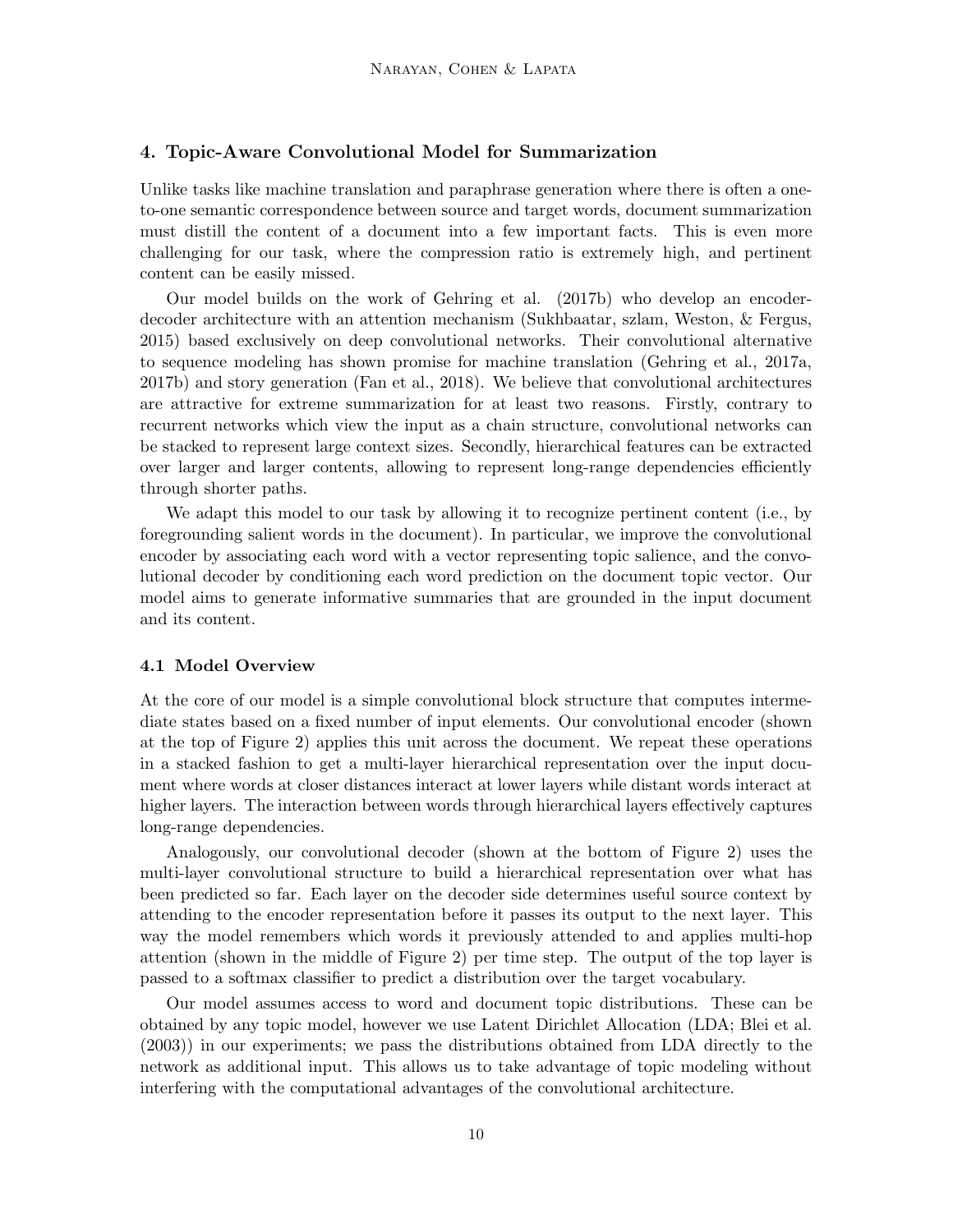## 4. Topic-Aware Convolutional Model for Summarization

Unlike tasks like machine translation and paraphrase generation where there is often a one-to-one semantic correspondence between source and target words, document summarization must distill the content of a document into a few important facts. This is even more challenging for our task, where the compression ratio is extremely high, and pertinent content can be easily missed.

Our model builds on the work of Gehring et al. (2017b) who develop an encoder-decoder architecture with an attention mechanism (Sukhbaatar, szlam, Weston, & Fergus, 2015) based exclusively on deep convolutional networks. Their convolutional alternative to sequence modeling has shown promise for machine translation (Gehring et al., 2017a, 2017b) and story generation (Fan et al., 2018). We believe that convolutional architectures are attractive for extreme summarization for at least two reasons. Firstly, contrary to recurrent networks which view the input as a chain structure, convolutional networks can be stacked to represent large context sizes. Secondly, hierarchical features can be extracted over larger and larger contents, allowing to represent long-range dependencies efficiently through shorter paths.

We adapt this model to our task by allowing it to recognize pertinent content (i.e., by foregrounding salient words in the document). In particular, we improve the convolutional encoder by associating each word with a vector representing topic salience, and the convolutional decoder by conditioning each word prediction on the document topic vector. Our model aims to generate informative summaries that are grounded in the input document and its content.

### 4.1 Model Overview

At the core of our model is a simple convolutional block structure that computes intermediate states based on a fixed number of input elements. Our convolutional encoder (shown at the top of Figure 2) applies this unit across the document. We repeat these operations in a stacked fashion to get a multi-layer hierarchical representation over the input document where words at closer distances interact at lower layers while distant words interact at higher layers. The interaction between words through hierarchical layers effectively captures long-range dependencies.

Analogously, our convolutional decoder (shown at the bottom of Figure 2) uses the multi-layer convolutional structure to build a hierarchical representation over what has been predicted so far. Each layer on the decoder side determines useful source context by attending to the encoder representation before it passes its output to the next layer. This way the model remembers which words it previously attended to and applies multi-hop attention (shown in the middle of Figure 2) per time step. The output of the top layer is passed to a softmax classifier to predict a distribution over the target vocabulary.

Our model assumes access to word and document topic distributions. These can be obtained by any topic model, however we use Latent Dirichlet Allocation (LDA; Blei et al. (2003)) in our experiments; we pass the distributions obtained from LDA directly to the network as additional input. This allows us to take advantage of topic modeling without interfering with the computational advantages of the convolutional architecture.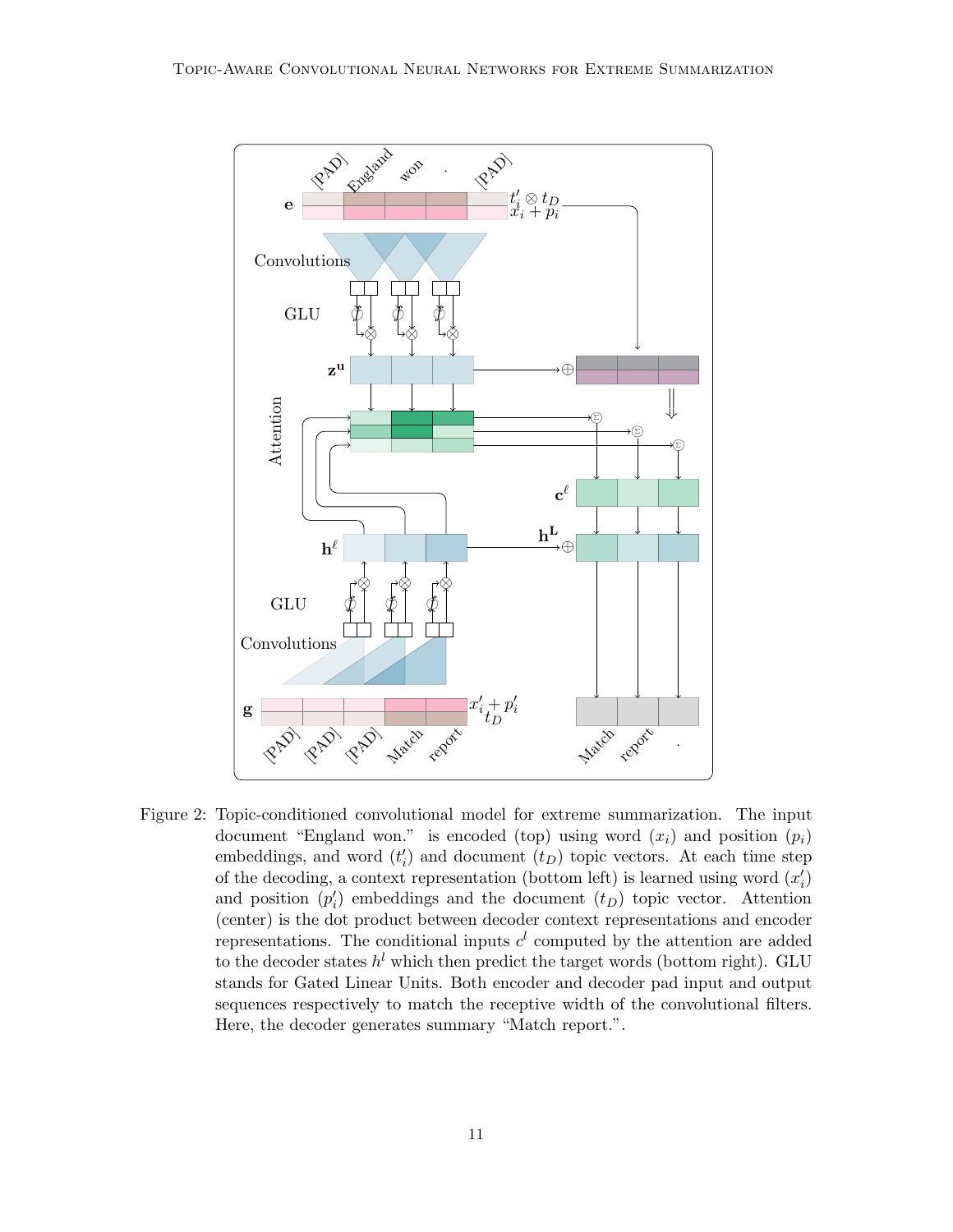Figure 2: Topic-conditioned convolutional model for extreme summarization. The input document "England won." is encoded (top) using word ($x_i$) and position ($p_i$) embeddings, and word ($t'_i$) and document ($t_D$) topic vectors. At each time step of the decoding, a context representation (bottom left) is learned using word ($x'_i$) and position ($p'_i$) embeddings and the document ($t_D$) topic vector. Attention (center) is the dot product between decoder context representations and encoder representations. The conditional inputs $c^l$ computed by the attention are added to the decoder states $h^l$ which then predict the target words (bottom right). GLU stands for Gated Linear Units. Both encoder and decoder pad input and output sequences respectively to match the receptive width of the convolutional filters. Here, the decoder generates summary "Match report.".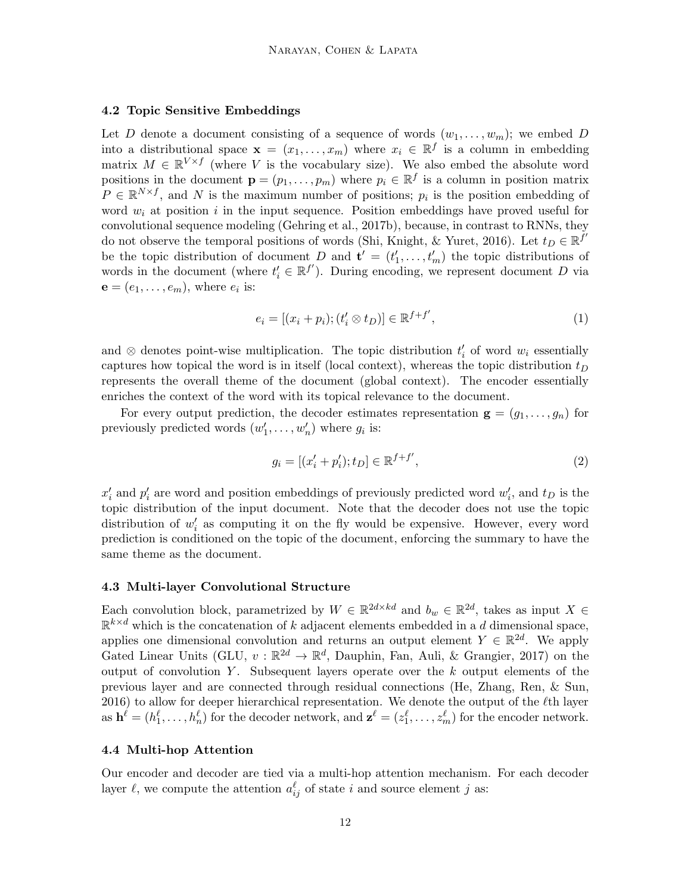### 4.2 Topic Sensitive Embeddings

Let $D$ denote a document consisting of a sequence of words $(w_1, \ldots, w_m)$; we embed $D$ into a distributional space $\mathbf{x} = (x_1, \ldots, x_m)$ where $x_i \in \mathbb{R}^f$ is a column in embedding matrix $M \in \mathbb{R}^{V \times f}$ (where $V$ is the vocabulary size). We also embed the absolute word positions in the document $\mathbf{p} = (p_1, \ldots, p_m)$ where $p_i \in \mathbb{R}^f$ is a column in position matrix $P \in \mathbb{R}^{N \times f}$, and $N$ is the maximum number of positions; $p_i$ is the position embedding of word $w_i$ at position $i$ in the input sequence. Position embeddings have proved useful for convolutional sequence modeling (Gehring et al., 2017b), because, in contrast to RNNs, they do not observe the temporal positions of words (Shi, Knight, & Yuret, 2016). Let $t_D \in \mathbb{R}^{f'}$ be the topic distribution of document $D$ and $\mathbf{t}' = (t'_1, \ldots, t'_m)$ the topic distributions of words in the document (where $t'_i \in \mathbb{R}^{f'}$). During encoding, we represent document $D$ via $\mathbf{e} = (e_1, \ldots, e_m)$, where $e_i$ is:

$$e_i = [(x_i + p_i); (t'_i \otimes t_D)] \in \mathbb{R}^{f+f'}, \tag{1}$$

and $\otimes$ denotes point-wise multiplication. The topic distribution $t'_i$ of word $w_i$ essentially captures how topical the word is in itself (local context), whereas the topic distribution $t_D$ represents the overall theme of the document (global context). The encoder essentially enriches the context of the word with its topical relevance to the document.

For every output prediction, the decoder estimates representation $\mathbf{g} = (g_1, \ldots, g_n)$ for previously predicted words $(w'_1, \ldots, w'_n)$ where $g_i$ is:

$$g_i = [(x'_i + p'_i); t_D] \in \mathbb{R}^{f+f'}, \tag{2}$$

$x'_i$ and $p'_i$ are word and position embeddings of previously predicted word $w'_i$, and $t_D$ is the topic distribution of the input document. Note that the decoder does not use the topic distribution of $w'_i$ as computing it on the fly would be expensive. However, every word prediction is conditioned on the topic of the document, enforcing the summary to have the same theme as the document.

### 4.3 Multi-layer Convolutional Structure

Each convolution block, parametrized by $W \in \mathbb{R}^{2d \times kd}$ and $b_w \in \mathbb{R}^{2d}$, takes as input $X \in \mathbb{R}^{k \times d}$ which is the concatenation of $k$ adjacent elements embedded in a $d$ dimensional space, applies one dimensional convolution and returns an output element $Y \in \mathbb{R}^{2d}$. We apply Gated Linear Units (GLU, $v : \mathbb{R}^{2d} \rightarrow \mathbb{R}^d$, Dauphin, Fan, Auli, & Grangier, 2017) on the output of convolution $Y$. Subsequent layers operate over the $k$ output elements of the previous layer and are connected through residual connections (He, Zhang, Ren, & Sun, 2016) to allow for deeper hierarchical representation. We denote the output of the $\ell$th layer as $\mathbf{h}^\ell = (h_1^\ell, \ldots, h_n^\ell)$ for the decoder network, and $\mathbf{z}^\ell = (z_1^\ell, \ldots, z_m^\ell)$ for the encoder network.

### 4.4 Multi-hop Attention

Our encoder and decoder are tied via a multi-hop attention mechanism. For each decoder layer $\ell$, we compute the attention $a_{ij}^\ell$ of state $i$ and source element $j$ as: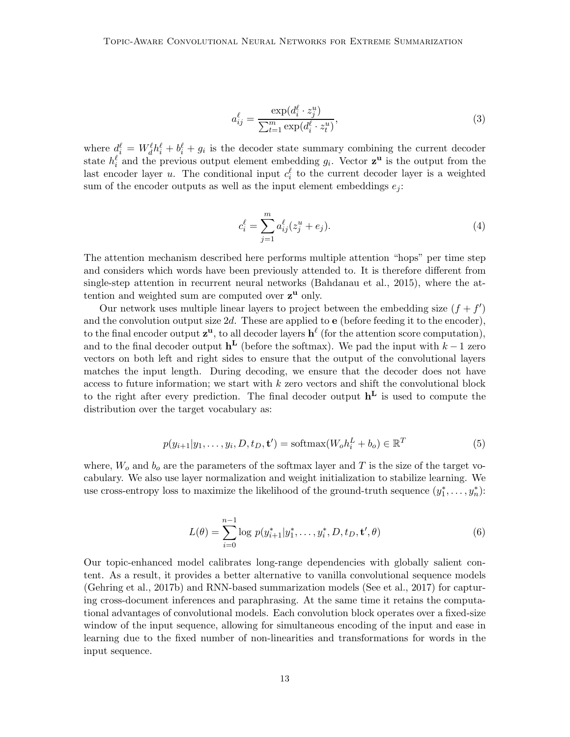$$a_{ij}^{\ell} = \frac{\exp(d_i^{\ell} \cdot z_j^u)}{\sum_{t=1}^{m} \exp(d_i^{\ell} \cdot z_t^u)}, \tag{3}$$

where $d_i^{\ell} = W_d^{\ell} h_i^{\ell} + b_i^{\ell} + g_i$ is the decoder state summary combining the current decoder state $h_i^{\ell}$ and the previous output element embedding $g_i$. Vector $\mathbf{z^u}$ is the output from the last encoder layer $u$. The conditional input $c_i^{\ell}$ to the current decoder layer is a weighted sum of the encoder outputs as well as the input element embeddings $e_j$:

$$c_i^{\ell} = \sum_{j=1}^{m} a_{ij}^{\ell} (z_j^u + e_j). \tag{4}$$

The attention mechanism described here performs multiple attention "hops" per time step and considers which words have been previously attended to. It is therefore different from single-step attention in recurrent neural networks (Bahdanau et al., 2015), where the attention and weighted sum are computed over $\mathbf{z^u}$ only.

Our network uses multiple linear layers to project between the embedding size $(f + f')$ and the convolution output size $2d$. These are applied to $\mathbf{e}$ (before feeding it to the encoder), to the final encoder output $\mathbf{z^u}$, to all decoder layers $\mathbf{h}^{\ell}$ (for the attention score computation), and to the final decoder output $\mathbf{h^L}$ (before the softmax). We pad the input with $k - 1$ zero vectors on both left and right sides to ensure that the output of the convolutional layers matches the input length. During decoding, we ensure that the decoder does not have access to future information; we start with $k$ zero vectors and shift the convolutional block to the right after every prediction. The final decoder output $\mathbf{h^L}$ is used to compute the distribution over the target vocabulary as:

$$p(y_{i+1} | y_1, \ldots, y_i, D, t_D, \mathbf{t'}) = \text{softmax}(W_o h_i^L + b_o) \in \mathbb{R}^T \tag{5}$$

where, $W_o$ and $b_o$ are the parameters of the softmax layer and $T$ is the size of the target vocabulary. We also use layer normalization and weight initialization to stabilize learning. We use cross-entropy loss to maximize the likelihood of the ground-truth sequence $(y_1^*, \ldots, y_n^*)$:

$$L(\theta) = \sum_{i=0}^{n-1} \log\, p(y_{i+1}^* | y_1^*, \ldots, y_i^*, D, t_D, \mathbf{t'}, \theta) \tag{6}$$

Our topic-enhanced model calibrates long-range dependencies with globally salient content. As a result, it provides a better alternative to vanilla convolutional sequence models (Gehring et al., 2017b) and RNN-based summarization models (See et al., 2017) for capturing cross-document inferences and paraphrasing. At the same time it retains the computational advantages of convolutional models. Each convolution block operates over a fixed-size window of the input sequence, allowing for simultaneous encoding of the input and ease in learning due to the fixed number of non-linearities and transformations for words in the input sequence.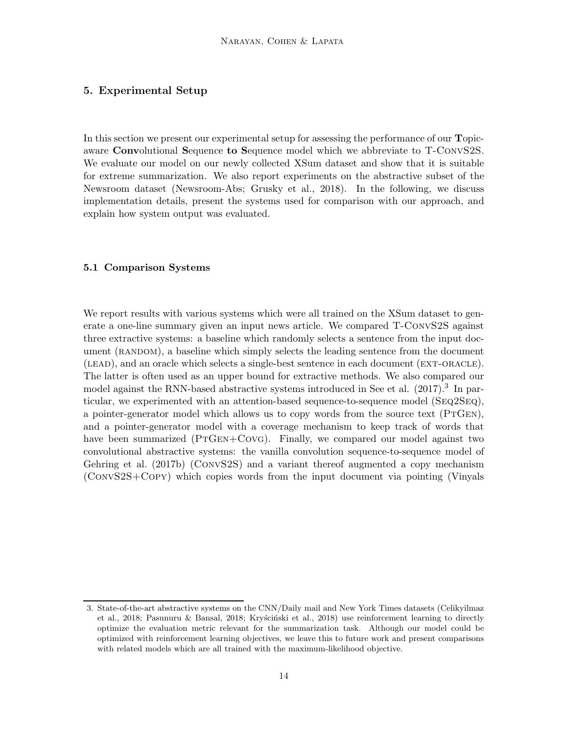## 5. Experimental Setup

In this section we present our experimental setup for assessing the performance of our **T**opic-aware **Conv**olutional **S**equence **to S**equence model which we abbreviate to T-ConvS2S. We evaluate our model on our newly collected XSum dataset and show that it is suitable for extreme summarization. We also report experiments on the abstractive subset of the Newsroom dataset (Newsroom-Abs; Grusky et al., 2018). In the following, we discuss implementation details, present the systems used for comparison with our approach, and explain how system output was evaluated.

### 5.1 Comparison Systems

We report results with various systems which were all trained on the XSum dataset to generate a one-line summary given an input news article. We compared T-ConvS2S against three extractive systems: a baseline which randomly selects a sentence from the input document (random), a baseline which simply selects the leading sentence from the document (lead), and an oracle which selects a single-best sentence in each document (ext-oracle). The latter is often used as an upper bound for extractive methods. We also compared our model against the RNN-based abstractive systems introduced in See et al. (2017).[3] In particular, we experimented with an attention-based sequence-to-sequence model (Seq2Seq), a pointer-generator model which allows us to copy words from the source text (PtGen), and a pointer-generator model with a coverage mechanism to keep track of words that have been summarized (PtGen+Covg). Finally, we compared our model against two convolutional abstractive systems: the vanilla convolution sequence-to-sequence model of Gehring et al. (2017b) (ConvS2S) and a variant thereof augmented a copy mechanism (ConvS2S+Copy) which copies words from the input document via pointing (Vinyals

3. State-of-the-art abstractive systems on the CNN/Daily mail and New York Times datasets (Celikyilmaz et al., 2018; Pasunuru & Bansal, 2018; Kryściński et al., 2018) use reinforcement learning to directly optimize the evaluation metric relevant for the summarization task. Although our model could be optimized with reinforcement learning objectives, we leave this to future work and present comparisons with related models which are all trained with the maximum-likelihood objective.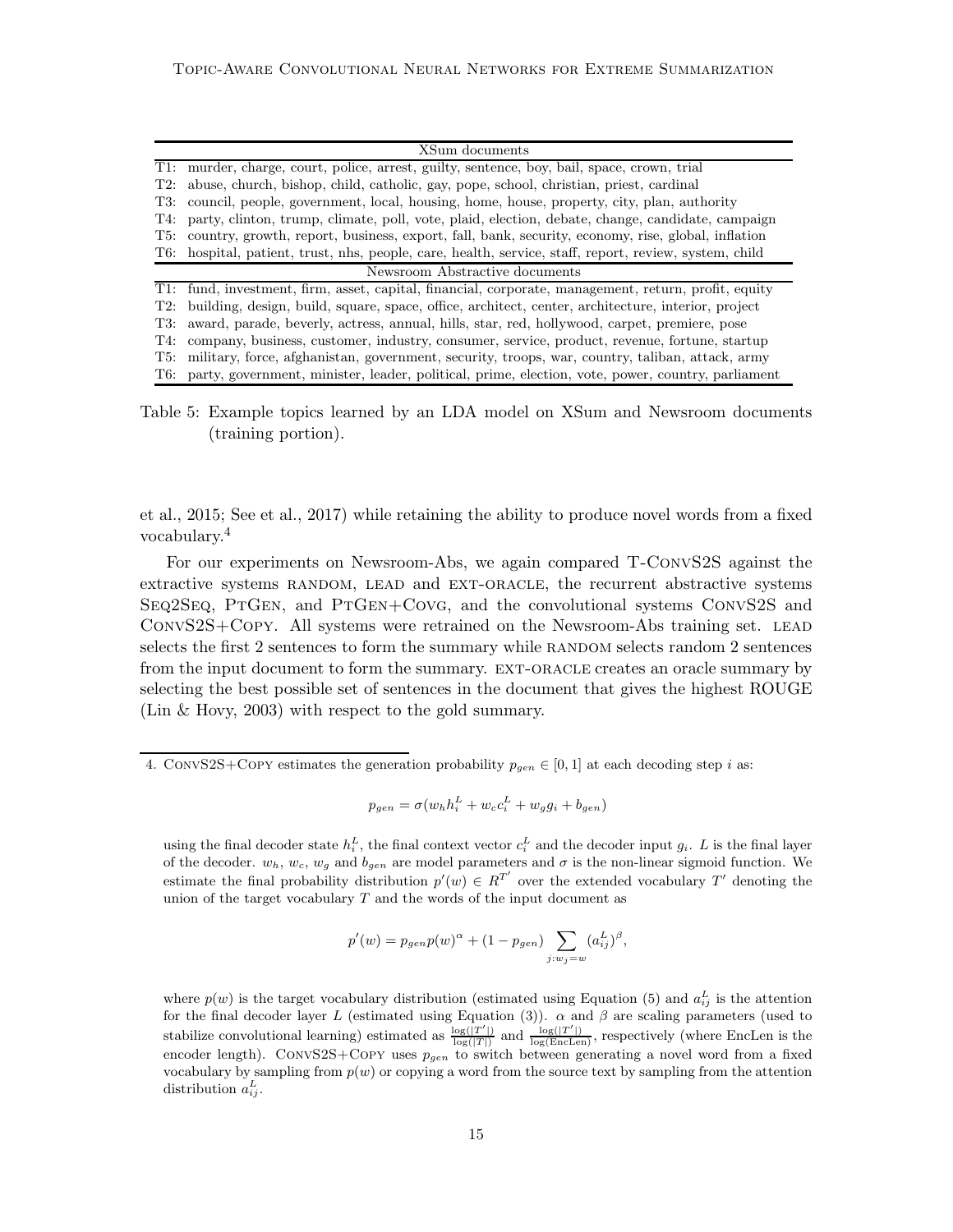| XSum documents | |
|---|---|
| T1: | murder, charge, court, police, arrest, guilty, sentence, boy, bail, space, crown, trial |
| T2: | abuse, church, bishop, child, catholic, gay, pope, school, christian, priest, cardinal |
| T3: | council, people, government, local, housing, home, house, property, city, plan, authority |
| T4: | party, clinton, trump, climate, poll, vote, plaid, election, debate, change, candidate, campaign |
| T5: | country, growth, report, business, export, fall, bank, security, economy, rise, global, inflation |
| T6: | hospital, patient, trust, nhs, people, care, health, service, staff, report, review, system, child |
| **Newsroom Abstractive documents** | |
| T1: | fund, investment, firm, asset, capital, financial, corporate, management, return, profit, equity |
| T2: | building, design, build, square, space, office, architect, center, architecture, interior, project |
| T3: | award, parade, beverly, actress, annual, hills, star, red, hollywood, carpet, premiere, pose |
| T4: | company, business, customer, industry, consumer, service, product, revenue, fortune, startup |
| T5: | military, force, afghanistan, government, security, troops, war, country, taliban, attack, army |
| T6: | party, government, minister, leader, political, prime, election, vote, power, country, parliament |

Table 5: Example topics learned by an LDA model on XSum and Newsroom documents (training portion).

et al., 2015; See et al., 2017) while retaining the ability to produce novel words from a fixed vocabulary.[4]

For our experiments on Newsroom-Abs, we again compared T-ConvS2S against the extractive systems random, lead and ext-oracle, the recurrent abstractive systems Seq2Seq, PtGen, and PtGen+Covg, and the convolutional systems ConvS2S and ConvS2S+Copy. All systems were retrained on the Newsroom-Abs training set. lead selects the first 2 sentences to form the summary while random selects random 2 sentences from the input document to form the summary. ext-oracle creates an oracle summary by selecting the best possible set of sentences in the document that gives the highest ROUGE (Lin & Hovy, 2003) with respect to the gold summary.

4. ConvS2S+Copy estimates the generation probability $p_{gen} \in [0, 1]$ at each decoding step $i$ as:

$$p_{gen} = \sigma(w_h h_i^L + w_c c_i^L + w_g g_i + b_{gen})$$

using the final decoder state $h_i^L$, the final context vector $c_i^L$ and the decoder input $g_i$. $L$ is the final layer of the decoder. $w_h$, $w_c$, $w_g$ and $b_{gen}$ are model parameters and $\sigma$ is the non-linear sigmoid function. We estimate the final probability distribution $p'(w) \in R^{T'}$ over the extended vocabulary $T'$ denoting the union of the target vocabulary $T$ and the words of the input document as

$$p'(w) = p_{gen} p(w)^{\alpha} + (1 - p_{gen}) \sum_{j: w_j = w} (a_{ij}^L)^{\beta},$$

where $p(w)$ is the target vocabulary distribution (estimated using Equation (5) and $a_{ij}^L$ is the attention for the final decoder layer $L$ (estimated using Equation (3)). $\alpha$ and $\beta$ are scaling parameters (used to stabilize convolutional learning) estimated as $\frac{\log(|T'|)}{\log(|T|)}$ and $\frac{\log(|T'|)}{\log(\text{EncLen})}$, respectively (where EncLen is the encoder length). ConvS2S+Copy uses $p_{gen}$ to switch between generating a novel word from a fixed vocabulary by sampling from $p(w)$ or copying a word from the source text by sampling from the attention distribution $a_{ij}^L$.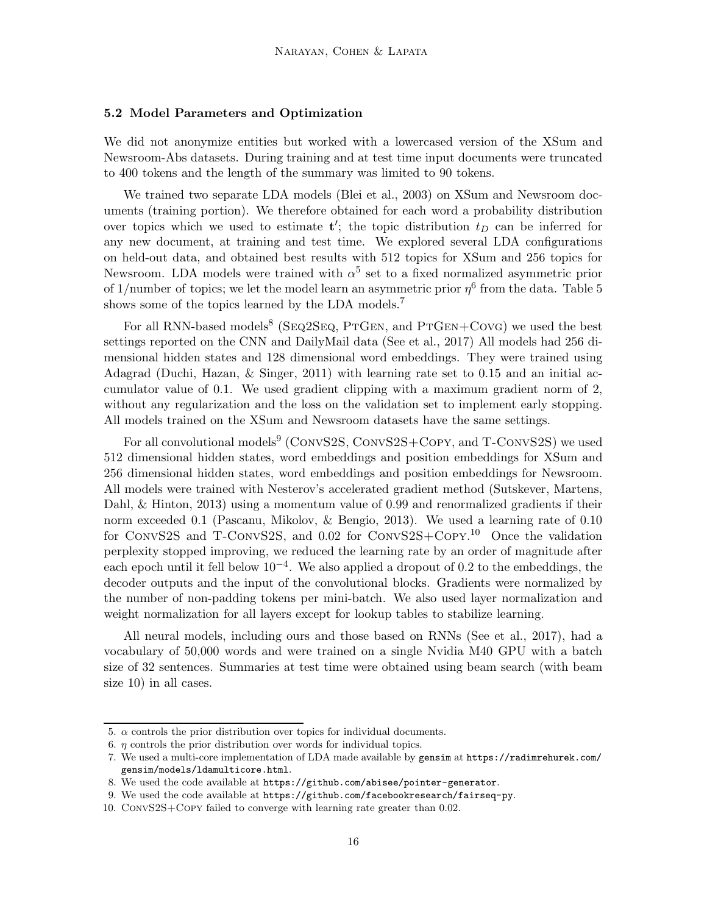### 5.2 Model Parameters and Optimization

We did not anonymize entities but worked with a lowercased version of the XSum and Newsroom-Abs datasets. During training and at test time input documents were truncated to 400 tokens and the length of the summary was limited to 90 tokens.

We trained two separate LDA models (Blei et al., 2003) on XSum and Newsroom documents (training portion). We therefore obtained for each word a probability distribution over topics which we used to estimate $\mathbf{t}'$; the topic distribution $t_D$ can be inferred for any new document, at training and test time. We explored several LDA configurations on held-out data, and obtained best results with 512 topics for XSum and 256 topics for Newsroom. LDA models were trained with $\alpha$[5] set to a fixed normalized asymmetric prior of 1/number of topics; we let the model learn an asymmetric prior $\eta$[6] from the data. Table 5 shows some of the topics learned by the LDA models.[7]

For all RNN-based models[8] (Seq2Seq, PtGen, and PtGen+Covg) we used the best settings reported on the CNN and DailyMail data (See et al., 2017) All models had 256 dimensional hidden states and 128 dimensional word embeddings. They were trained using Adagrad (Duchi, Hazan, & Singer, 2011) with learning rate set to 0.15 and an initial accumulator value of 0.1. We used gradient clipping with a maximum gradient norm of 2, without any regularization and the loss on the validation set to implement early stopping. All models trained on the XSum and Newsroom datasets have the same settings.

For all convolutional models[9] (ConvS2S, ConvS2S+Copy, and T-ConvS2S) we used 512 dimensional hidden states, word embeddings and position embeddings for XSum and 256 dimensional hidden states, word embeddings and position embeddings for Newsroom. All models were trained with Nesterov's accelerated gradient method (Sutskever, Martens, Dahl, & Hinton, 2013) using a momentum value of 0.99 and renormalized gradients if their norm exceeded 0.1 (Pascanu, Mikolov, & Bengio, 2013). We used a learning rate of 0.10 for ConvS2S and T-ConvS2S, and 0.02 for ConvS2S+Copy.[10] Once the validation perplexity stopped improving, we reduced the learning rate by an order of magnitude after each epoch until it fell below $10^{-4}$. We also applied a dropout of 0.2 to the embeddings, the decoder outputs and the input of the convolutional blocks. Gradients were normalized by the number of non-padding tokens per mini-batch. We also used layer normalization and weight normalization for all layers except for lookup tables to stabilize learning.

All neural models, including ours and those based on RNNs (See et al., 2017), had a vocabulary of 50,000 words and were trained on a single Nvidia M40 GPU with a batch size of 32 sentences. Summaries at test time were obtained using beam search (with beam size 10) in all cases.

---

5. $\alpha$ controls the prior distribution over topics for individual documents.
6. $\eta$ controls the prior distribution over words for individual topics.
7. We used a multi-core implementation of LDA made available by `gensim` at `https://radimrehurek.com/gensim/models/ldamulticore.html`.
8. We used the code available at `https://github.com/abisee/pointer-generator`.
9. We used the code available at `https://github.com/facebookresearch/fairseq-py`.
10. ConvS2S+Copy failed to converge with learning rate greater than 0.02.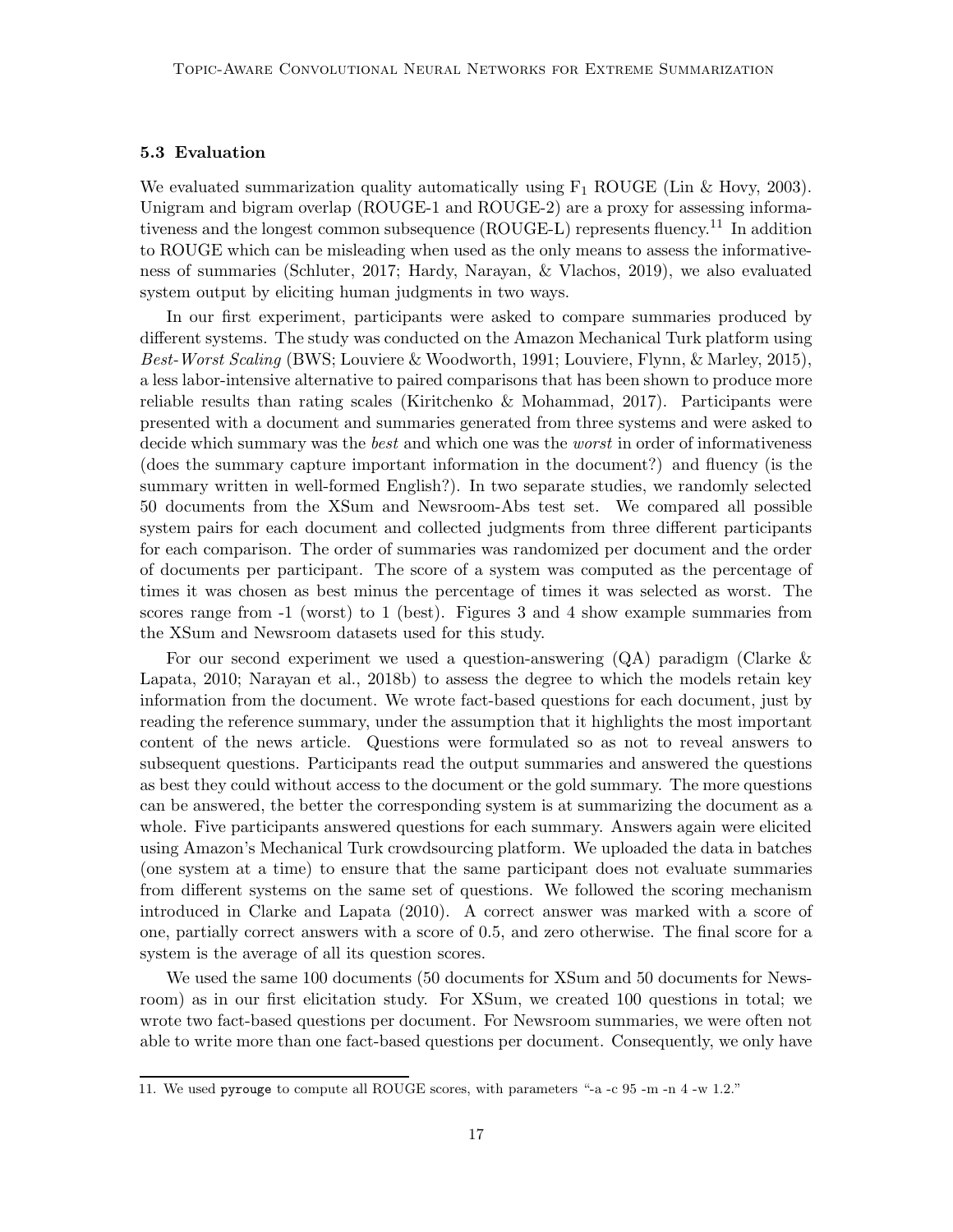### 5.3 Evaluation

We evaluated summarization quality automatically using $F_1$ ROUGE (Lin & Hovy, 2003). Unigram and bigram overlap (ROUGE-1 and ROUGE-2) are a proxy for assessing informativeness and the longest common subsequence (ROUGE-L) represents fluency.[11] In addition to ROUGE which can be misleading when used as the only means to assess the informativeness of summaries (Schluter, 2017; Hardy, Narayan, & Vlachos, 2019), we also evaluated system output by eliciting human judgments in two ways.

In our first experiment, participants were asked to compare summaries produced by different systems. The study was conducted on the Amazon Mechanical Turk platform using *Best-Worst Scaling* (BWS; Louviere & Woodworth, 1991; Louviere, Flynn, & Marley, 2015), a less labor-intensive alternative to paired comparisons that has been shown to produce more reliable results than rating scales (Kiritchenko & Mohammad, 2017). Participants were presented with a document and summaries generated from three systems and were asked to decide which summary was the *best* and which one was the *worst* in order of informativeness (does the summary capture important information in the document?) and fluency (is the summary written in well-formed English?). In two separate studies, we randomly selected 50 documents from the XSum and Newsroom-Abs test set. We compared all possible system pairs for each document and collected judgments from three different participants for each comparison. The order of summaries was randomized per document and the order of documents per participant. The score of a system was computed as the percentage of times it was chosen as best minus the percentage of times it was selected as worst. The scores range from -1 (worst) to 1 (best). Figures 3 and 4 show example summaries from the XSum and Newsroom datasets used for this study.

For our second experiment we used a question-answering (QA) paradigm (Clarke & Lapata, 2010; Narayan et al., 2018b) to assess the degree to which the models retain key information from the document. We wrote fact-based questions for each document, just by reading the reference summary, under the assumption that it highlights the most important content of the news article. Questions were formulated so as not to reveal answers to subsequent questions. Participants read the output summaries and answered the questions as best they could without access to the document or the gold summary. The more questions can be answered, the better the corresponding system is at summarizing the document as a whole. Five participants answered questions for each summary. Answers again were elicited using Amazon's Mechanical Turk crowdsourcing platform. We uploaded the data in batches (one system at a time) to ensure that the same participant does not evaluate summaries from different systems on the same set of questions. We followed the scoring mechanism introduced in Clarke and Lapata (2010). A correct answer was marked with a score of one, partially correct answers with a score of 0.5, and zero otherwise. The final score for a system is the average of all its question scores.

We used the same 100 documents (50 documents for XSum and 50 documents for Newsroom) as in our first elicitation study. For XSum, we created 100 questions in total; we wrote two fact-based questions per document. For Newsroom summaries, we were often not able to write more than one fact-based questions per document. Consequently, we only have

11. We used `pyrouge` to compute all ROUGE scores, with parameters "-a -c 95 -m -n 4 -w 1.2."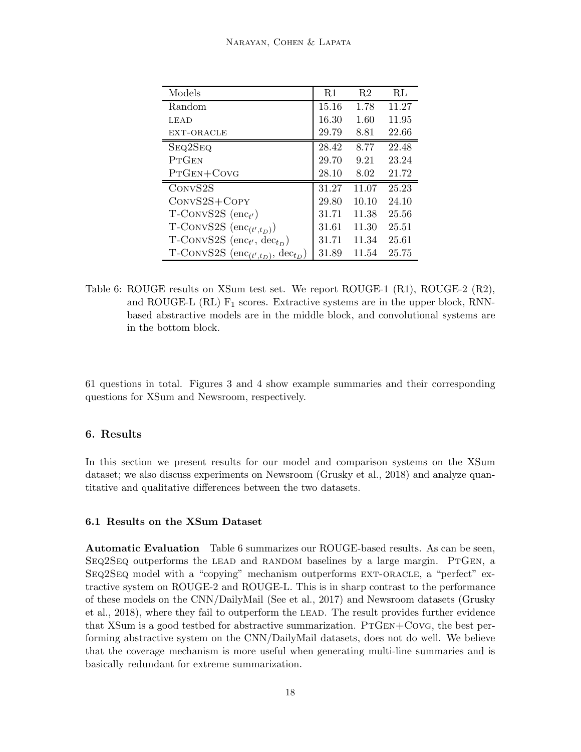| Models | R1 | R2 | RL |
|---|---|---|---|
| Random | 15.16 | 1.78 | 11.27 |
| LEAD | 16.30 | 1.60 | 11.95 |
| EXT-ORACLE | 29.79 | 8.81 | 22.66 |
| SEQ2SEQ | 28.42 | 8.77 | 22.48 |
| PTGEN | 29.70 | 9.21 | 23.24 |
| PTGEN+COVG | 28.10 | 8.02 | 21.72 |
| CONVS2S | 31.27 | 11.07 | 25.23 |
| CONVS2S+COPY | 29.80 | 10.10 | 24.10 |
| T-CONVS2S ($\text{enc}_{t'}$) | 31.71 | 11.38 | 25.56 |
| T-CONVS2S ($\text{enc}_{(t',t_D)}$) | 31.61 | 11.30 | 25.51 |
| T-CONVS2S ($\text{enc}_{t'}$, $\text{dec}_{t_D}$) | 31.71 | 11.34 | 25.61 |
| T-CONVS2S ($\text{enc}_{(t',t_D)}$, $\text{dec}_{t_D}$) | 31.89 | 11.54 | 25.75 |

Table 6: ROUGE results on XSum test set. We report ROUGE-1 (R1), ROUGE-2 (R2), and ROUGE-L (RL) $F_1$ scores. Extractive systems are in the upper block, RNN-based abstractive models are in the middle block, and convolutional systems are in the bottom block.

61 questions in total. Figures 3 and 4 show example summaries and their corresponding questions for XSum and Newsroom, respectively.

## 6. Results

In this section we present results for our model and comparison systems on the XSum dataset; we also discuss experiments on Newsroom (Grusky et al., 2018) and analyze quantitative and qualitative differences between the two datasets.

### 6.1 Results on the XSum Dataset

**Automatic Evaluation** Table 6 summarizes our ROUGE-based results. As can be seen, SEQ2SEQ outperforms the LEAD and RANDOM baselines by a large margin. PTGEN, a SEQ2SEQ model with a "copying" mechanism outperforms EXT-ORACLE, a "perfect" extractive system on ROUGE-2 and ROUGE-L. This is in sharp contrast to the performance of these models on the CNN/DailyMail (See et al., 2017) and Newsroom datasets (Grusky et al., 2018), where they fail to outperform the LEAD. The result provides further evidence that XSum is a good testbed for abstractive summarization. PTGEN+COVG, the best performing abstractive system on the CNN/DailyMail datasets, does not do well. We believe that the coverage mechanism is more useful when generating multi-line summaries and is basically redundant for extreme summarization.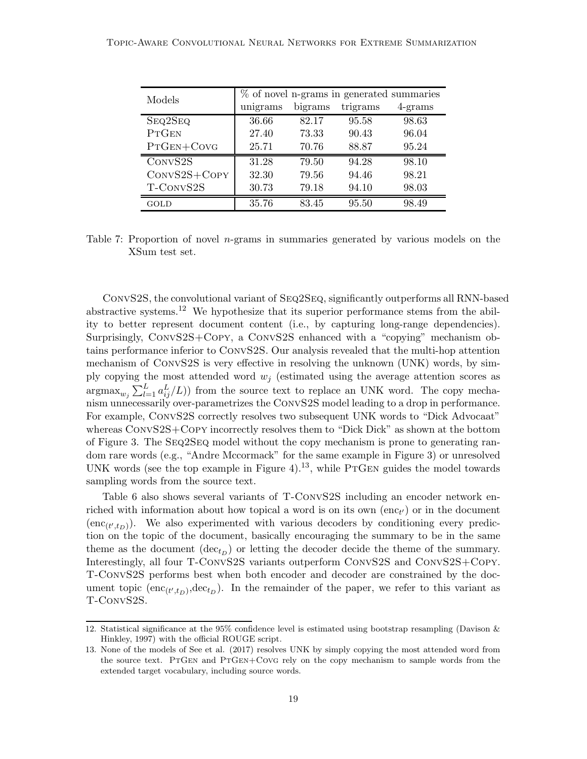| Models | % of novel n-grams in generated summaries | | | |
|---|---|---|---|---|
| | unigrams | bigrams | trigrams | 4-grams |
| Seq2Seq | 36.66 | 82.17 | 95.58 | 98.63 |
| PtGen | 27.40 | 73.33 | 90.43 | 96.04 |
| PtGen+Covg | 25.71 | 70.76 | 88.87 | 95.24 |
| ConvS2S | 31.28 | 79.50 | 94.28 | 98.10 |
| ConvS2S+Copy | 32.30 | 79.56 | 94.46 | 98.21 |
| T-ConvS2S | 30.73 | 79.18 | 94.10 | 98.03 |
| gold | 35.76 | 83.45 | 95.50 | 98.49 |

Table 7: Proportion of novel $n$-grams in summaries generated by various models on the XSum test set.

ConvS2S, the convolutional variant of Seq2Seq, significantly outperforms all RNN-based abstractive systems.[12] We hypothesize that its superior performance stems from the ability to better represent document content (i.e., by capturing long-range dependencies). Surprisingly, ConvS2S+Copy, a ConvS2S enhanced with a "copying" mechanism obtains performance inferior to ConvS2S. Our analysis revealed that the multi-hop attention mechanism of ConvS2S is very effective in resolving the unknown (UNK) words, by simply copying the most attended word $w_j$ (estimated using the average attention scores as $\text{argmax}_{w_j} \sum_{l=1}^{L} a_{ij}^{L}/L)$) from the source text to replace an UNK word. The copy mechanism unnecessarily over-parametrizes the ConvS2S model leading to a drop in performance. For example, ConvS2S correctly resolves two subsequent UNK words to "Dick Advocaat" whereas ConvS2S+Copy incorrectly resolves them to "Dick Dick" as shown at the bottom of Figure 3. The Seq2Seq model without the copy mechanism is prone to generating random rare words (e.g., "Andre Mccormack" for the same example in Figure 3) or unresolved UNK words (see the top example in Figure 4).[13], while PtGen guides the model towards sampling words from the source text.

Table 6 also shows several variants of T-ConvS2S including an encoder network enriched with information about how topical a word is on its own ($\text{enc}_{t'}$) or in the document ($\text{enc}_{(t',t_D)}$). We also experimented with various decoders by conditioning every prediction on the topic of the document, basically encouraging the summary to be in the same theme as the document ($\text{dec}_{t_D}$) or letting the decoder decide the theme of the summary. Interestingly, all four T-ConvS2S variants outperform ConvS2S and ConvS2S+Copy. T-ConvS2S performs best when both encoder and decoder are constrained by the document topic ($\text{enc}_{(t',t_D)}$,$\text{dec}_{t_D}$). In the remainder of the paper, we refer to this variant as T-ConvS2S.

12. Statistical significance at the 95% confidence level is estimated using bootstrap resampling (Davison & Hinkley, 1997) with the official ROUGE script.

13. None of the models of See et al. (2017) resolves UNK by simply copying the most attended word from the source text. PtGen and PtGen+Covg rely on the copy mechanism to sample words from the extended target vocabulary, including source words.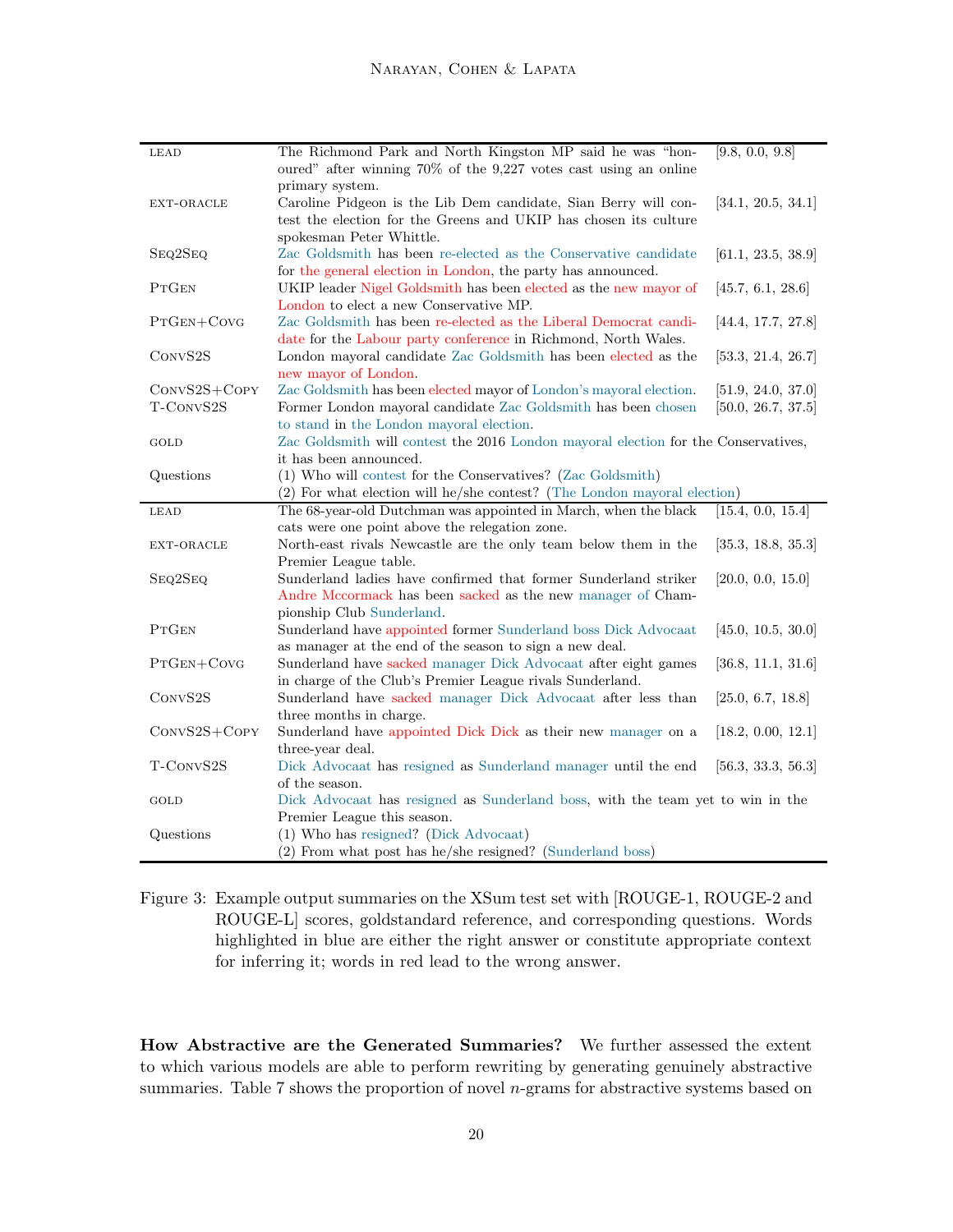| | | |
|---|---|---|
| LEAD | The Richmond Park and North Kingston MP said he was "honoured" after winning 70% of the 9,227 votes cast using an online primary system. | [9.8, 0.0, 9.8] |
| EXT-ORACLE | Caroline Pidgeon is the Lib Dem candidate, Sian Berry will contest the election for the Greens and UKIP has chosen its culture spokesman Peter Whittle. | [34.1, 20.5, 34.1] |
| SEQ2SEQ | Zac Goldsmith has been re-elected as the Conservative candidate for the general election in London, the party has announced. | [61.1, 23.5, 38.9] |
| PTGEN | UKIP leader Nigel Goldsmith has been elected as the new mayor of London to elect a new Conservative MP. | [45.7, 6.1, 28.6] |
| PTGEN+COVG | Zac Goldsmith has been re-elected as the Liberal Democrat candidate for the Labour party conference in Richmond, North Wales. | [44.4, 17.7, 27.8] |
| CONVS2S | London mayoral candidate Zac Goldsmith has been elected as the new mayor of London. | [53.3, 21.4, 26.7] |
| CONVS2S+COPY | Zac Goldsmith has been elected mayor of London's mayoral election. | [51.9, 24.0, 37.0] |
| T-CONVS2S | Former London mayoral candidate Zac Goldsmith has been chosen to stand in the London mayoral election. | [50.0, 26.7, 37.5] |
| GOLD | Zac Goldsmith will contest the 2016 London mayoral election for the Conservatives, it has been announced. | |
| Questions | (1) Who will contest for the Conservatives? (Zac Goldsmith) (2) For what election will he/she contest? (The London mayoral election) | |
| LEAD | The 68-year-old Dutchman was appointed in March, when the black cats were one point above the relegation zone. | [15.4, 0.0, 15.4] |
| EXT-ORACLE | North-east rivals Newcastle are the only team below them in the Premier League table. | [35.3, 18.8, 35.3] |
| SEQ2SEQ | Sunderland ladies have confirmed that former Sunderland striker Andre Mccormack has been sacked as the new manager of Championship Club Sunderland. | [20.0, 0.0, 15.0] |
| PTGEN | Sunderland have appointed former Sunderland boss Dick Advocaat as manager at the end of the season to sign a new deal. | [45.0, 10.5, 30.0] |
| PTGEN+COVG | Sunderland have sacked manager Dick Advocaat after eight games in charge of the Club's Premier League rivals Sunderland. | [36.8, 11.1, 31.6] |
| CONVS2S | Sunderland have sacked manager Dick Advocaat after less than three months in charge. | [25.0, 6.7, 18.8] |
| CONVS2S+COPY | Sunderland have appointed Dick Dick as their new manager on a three-year deal. | [18.2, 0.00, 12.1] |
| T-CONVS2S | Dick Advocaat has resigned as Sunderland manager until the end of the season. | [56.3, 33.3, 56.3] |
| GOLD | Dick Advocaat has resigned as Sunderland boss, with the team yet to win in the Premier League this season. | |
| Questions | (1) Who has resigned? (Dick Advocaat) (2) From what post has he/she resigned? (Sunderland boss) | |

Figure 3: Example output summaries on the XSum test set with [ROUGE-1, ROUGE-2 and ROUGE-L] scores, goldstandard reference, and corresponding questions. Words highlighted in blue are either the right answer or constitute appropriate context for inferring it; words in red lead to the wrong answer.

**How Abstractive are the Generated Summaries?** We further assessed the extent to which various models are able to perform rewriting by generating genuinely abstractive summaries. Table 7 shows the proportion of novel $n$-grams for abstractive systems based on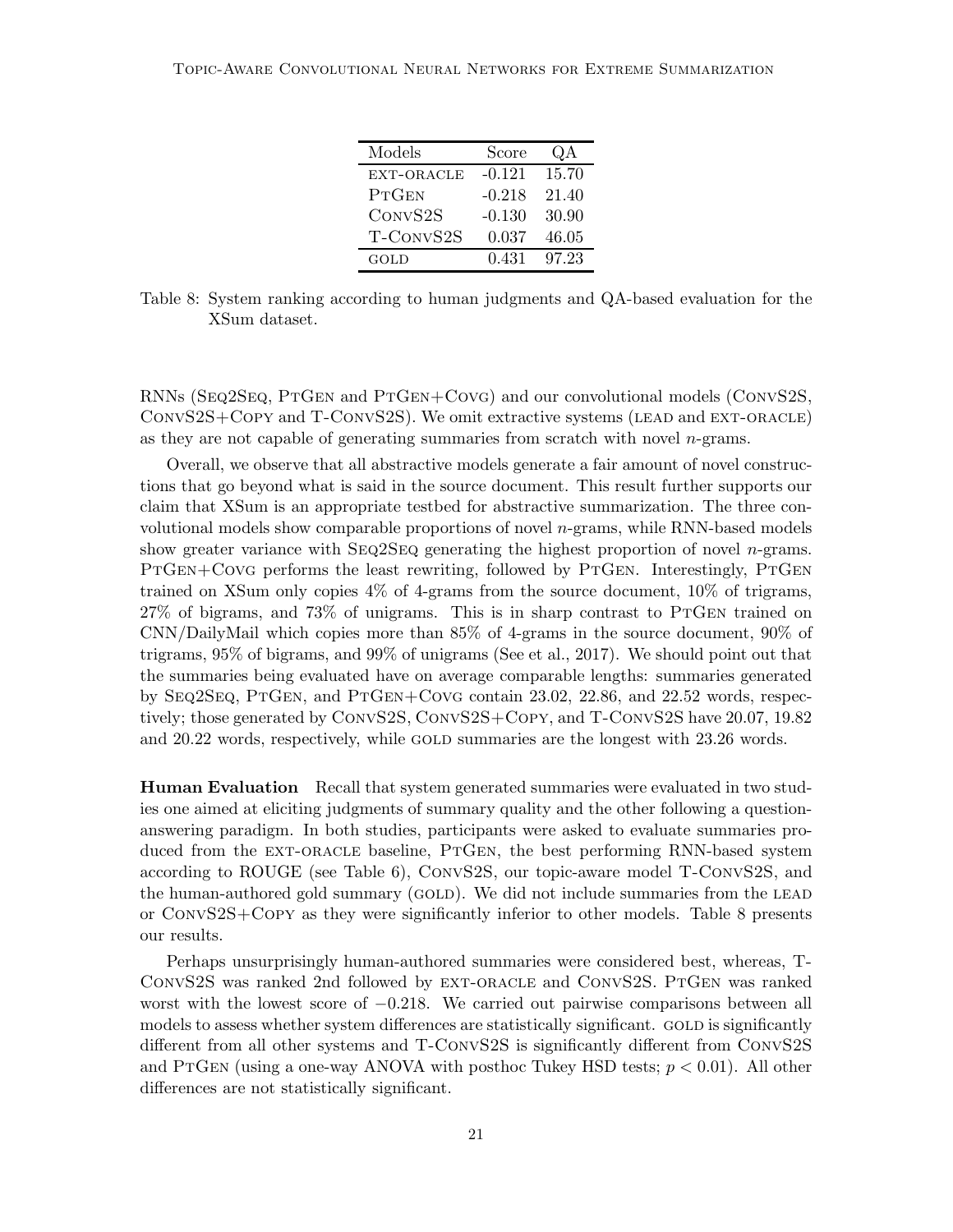| Models | Score | QA |
|---|---|---|
| EXT-ORACLE | -0.121 | 15.70 |
| PTGEN | -0.218 | 21.40 |
| CONVS2S | -0.130 | 30.90 |
| T-CONVS2S | 0.037 | 46.05 |
| GOLD | 0.431 | 97.23 |

Table 8: System ranking according to human judgments and QA-based evaluation for the XSum dataset.

RNNs (SEQ2SEQ, PTGEN and PTGEN+COVG) and our convolutional models (CONVS2S, CONVS2S+COPY and T-CONVS2S). We omit extractive systems (LEAD and EXT-ORACLE) as they are not capable of generating summaries from scratch with novel $n$-grams.

Overall, we observe that all abstractive models generate a fair amount of novel constructions that go beyond what is said in the source document. This result further supports our claim that XSum is an appropriate testbed for abstractive summarization. The three convolutional models show comparable proportions of novel $n$-grams, while RNN-based models show greater variance with SEQ2SEQ generating the highest proportion of novel $n$-grams. PTGEN+COVG performs the least rewriting, followed by PTGEN. Interestingly, PTGEN trained on XSum only copies 4% of 4-grams from the source document, 10% of trigrams, 27% of bigrams, and 73% of unigrams. This is in sharp contrast to PTGEN trained on CNN/DailyMail which copies more than 85% of 4-grams in the source document, 90% of trigrams, 95% of bigrams, and 99% of unigrams (See et al., 2017). We should point out that the summaries being evaluated have on average comparable lengths: summaries generated by SEQ2SEQ, PTGEN, and PTGEN+COVG contain 23.02, 22.86, and 22.52 words, respectively; those generated by CONVS2S, CONVS2S+COPY, and T-CONVS2S have 20.07, 19.82 and 20.22 words, respectively, while GOLD summaries are the longest with 23.26 words.

**Human Evaluation** Recall that system generated summaries were evaluated in two studies one aimed at eliciting judgments of summary quality and the other following a question-answering paradigm. In both studies, participants were asked to evaluate summaries produced from the EXT-ORACLE baseline, PTGEN, the best performing RNN-based system according to ROUGE (see Table 6), CONVS2S, our topic-aware model T-CONVS2S, and the human-authored gold summary (GOLD). We did not include summaries from the LEAD or CONVS2S+COPY as they were significantly inferior to other models. Table 8 presents our results.

Perhaps unsurprisingly human-authored summaries were considered best, whereas, T-CONVS2S was ranked 2nd followed by EXT-ORACLE and CONVS2S. PTGEN was ranked worst with the lowest score of $-0.218$. We carried out pairwise comparisons between all models to assess whether system differences are statistically significant. GOLD is significantly different from all other systems and T-CONVS2S is significantly different from CONVS2S and PTGEN (using a one-way ANOVA with posthoc Tukey HSD tests; $p < 0.01$). All other differences are not statistically significant.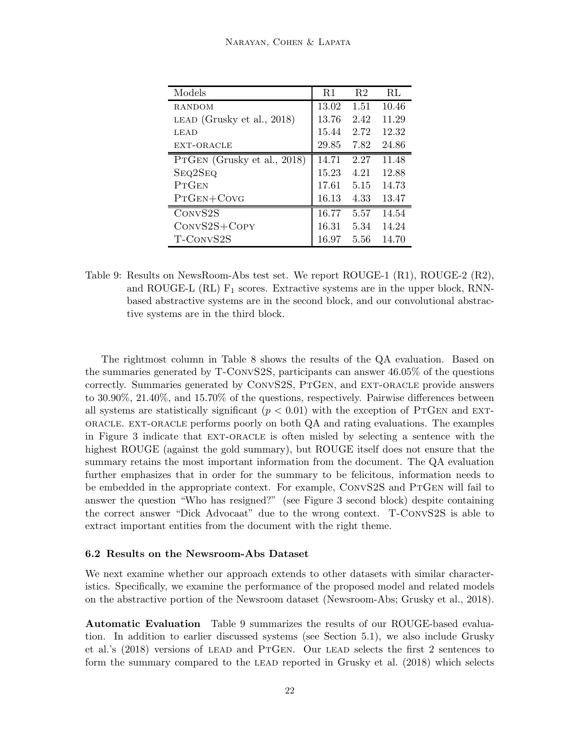| Models | R1 | R2 | RL |
|---|---|---|---|
| RANDOM | 13.02 | 1.51 | 10.46 |
| LEAD (Grusky et al., 2018) | 13.76 | 2.42 | 11.29 |
| LEAD | 15.44 | 2.72 | 12.32 |
| EXT-ORACLE | 29.85 | 7.82 | 24.86 |
| PTGEN (Grusky et al., 2018) | 14.71 | 2.27 | 11.48 |
| SEQ2SEQ | 15.23 | 4.21 | 12.88 |
| PTGEN | 17.61 | 5.15 | 14.73 |
| PTGEN+COVG | 16.13 | 4.33 | 13.47 |
| CONVS2S | 16.77 | 5.57 | 14.54 |
| CONVS2S+COPY | 16.31 | 5.34 | 14.24 |
| T-CONVS2S | 16.97 | 5.56 | 14.70 |

Table 9: Results on NewsRoom-Abs test set. We report ROUGE-1 (R1), ROUGE-2 (R2), and ROUGE-L (RL) $F_1$ scores. Extractive systems are in the upper block, RNN-based abstractive systems are in the second block, and our convolutional abstractive systems are in the third block.

The rightmost column in Table 8 shows the results of the QA evaluation. Based on the summaries generated by T-CONVS2S, participants can answer 46.05% of the questions correctly. Summaries generated by CONVS2S, PTGEN, and EXT-ORACLE provide answers to 30.90%, 21.40%, and 15.70% of the questions, respectively. Pairwise differences between all systems are statistically significant ($p < 0.01$) with the exception of PTGEN and EXT-ORACLE. EXT-ORACLE performs poorly on both QA and rating evaluations. The examples in Figure 3 indicate that EXT-ORACLE is often misled by selecting a sentence with the highest ROUGE (against the gold summary), but ROUGE itself does not ensure that the summary retains the most important information from the document. The QA evaluation further emphasizes that in order for the summary to be felicitous, information needs to be embedded in the appropriate context. For example, CONVS2S and PTGEN will fail to answer the question "Who has resigned?" (see Figure 3 second block) despite containing the correct answer "Dick Advocaat" due to the wrong context. T-CONVS2S is able to extract important entities from the document with the right theme.

### 6.2 Results on the Newsroom-Abs Dataset

We next examine whether our approach extends to other datasets with similar characteristics. Specifically, we examine the performance of the proposed model and related models on the abstractive portion of the Newsroom dataset (Newsroom-Abs; Grusky et al., 2018).

**Automatic Evaluation** Table 9 summarizes the results of our ROUGE-based evaluation. In addition to earlier discussed systems (see Section 5.1), we also include Grusky et al.'s (2018) versions of LEAD and PTGEN. Our LEAD selects the first 2 sentences to form the summary compared to the LEAD reported in Grusky et al. (2018) which selects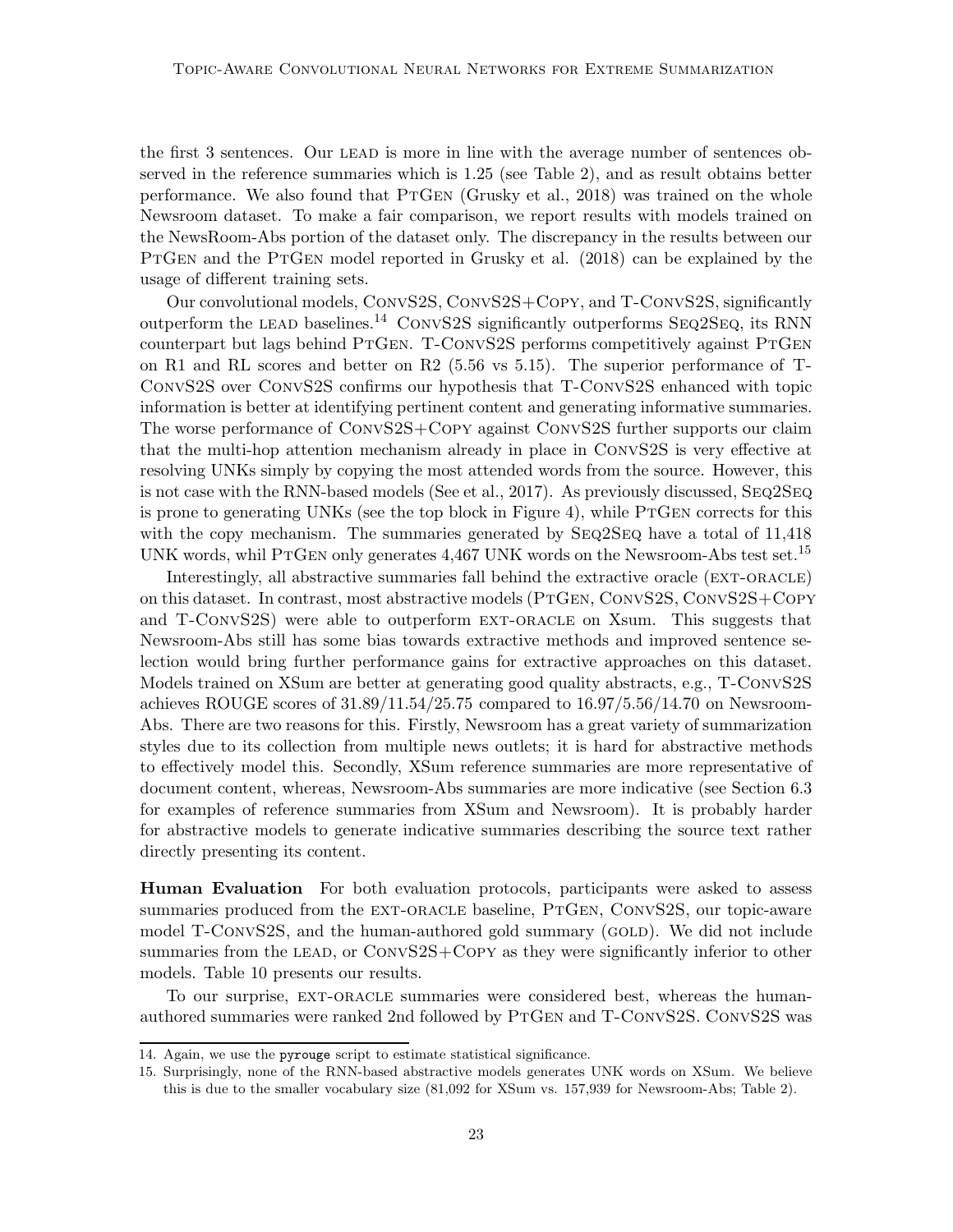the first 3 sentences. Our LEAD is more in line with the average number of sentences observed in the reference summaries which is 1.25 (see Table 2), and as result obtains better performance. We also found that PTGEN (Grusky et al., 2018) was trained on the whole Newsroom dataset. To make a fair comparison, we report results with models trained on the NewsRoom-Abs portion of the dataset only. The discrepancy in the results between our PTGEN and the PTGEN model reported in Grusky et al. (2018) can be explained by the usage of different training sets.

Our convolutional models, CONVS2S, CONVS2S+COPY, and T-CONVS2S, significantly outperform the LEAD baselines.[14] CONVS2S significantly outperforms SEQ2SEQ, its RNN counterpart but lags behind PTGEN. T-CONVS2S performs competitively against PTGEN on R1 and RL scores and better on R2 (5.56 vs 5.15). The superior performance of T-CONVS2S over CONVS2S confirms our hypothesis that T-CONVS2S enhanced with topic information is better at identifying pertinent content and generating informative summaries. The worse performance of CONVS2S+COPY against CONVS2S further supports our claim that the multi-hop attention mechanism already in place in CONVS2S is very effective at resolving UNKs simply by copying the most attended words from the source. However, this is not case with the RNN-based models (See et al., 2017). As previously discussed, SEQ2SEQ is prone to generating UNKs (see the top block in Figure 4), while PTGEN corrects for this with the copy mechanism. The summaries generated by SEQ2SEQ have a total of 11,418 UNK words, whil PTGEN only generates 4,467 UNK words on the Newsroom-Abs test set.[15]

Interestingly, all abstractive summaries fall behind the extractive oracle (EXT-ORACLE) on this dataset. In contrast, most abstractive models (PTGEN, CONVS2S, CONVS2S+COPY and T-CONVS2S) were able to outperform EXT-ORACLE on Xsum. This suggests that Newsroom-Abs still has some bias towards extractive methods and improved sentence selection would bring further performance gains for extractive approaches on this dataset. Models trained on XSum are better at generating good quality abstracts, e.g., T-CONVS2S achieves ROUGE scores of 31.89/11.54/25.75 compared to 16.97/5.56/14.70 on Newsroom-Abs. There are two reasons for this. Firstly, Newsroom has a great variety of summarization styles due to its collection from multiple news outlets; it is hard for abstractive methods to effectively model this. Secondly, XSum reference summaries are more representative of document content, whereas, Newsroom-Abs summaries are more indicative (see Section 6.3 for examples of reference summaries from XSum and Newsroom). It is probably harder for abstractive models to generate indicative summaries describing the source text rather directly presenting its content.

**Human Evaluation** For both evaluation protocols, participants were asked to assess summaries produced from the EXT-ORACLE baseline, PTGEN, CONVS2S, our topic-aware model T-CONVS2S, and the human-authored gold summary (GOLD). We did not include summaries from the LEAD, or CONVS2S+COPY as they were significantly inferior to other models. Table 10 presents our results.

To our surprise, EXT-ORACLE summaries were considered best, whereas the human-authored summaries were ranked 2nd followed by PTGEN and T-CONVS2S. CONVS2S was

14. Again, we use the `pyrouge` script to estimate statistical significance.

15. Surprisingly, none of the RNN-based abstractive models generates UNK words on XSum. We believe this is due to the smaller vocabulary size (81,092 for XSum vs. 157,939 for Newsroom-Abs; Table 2).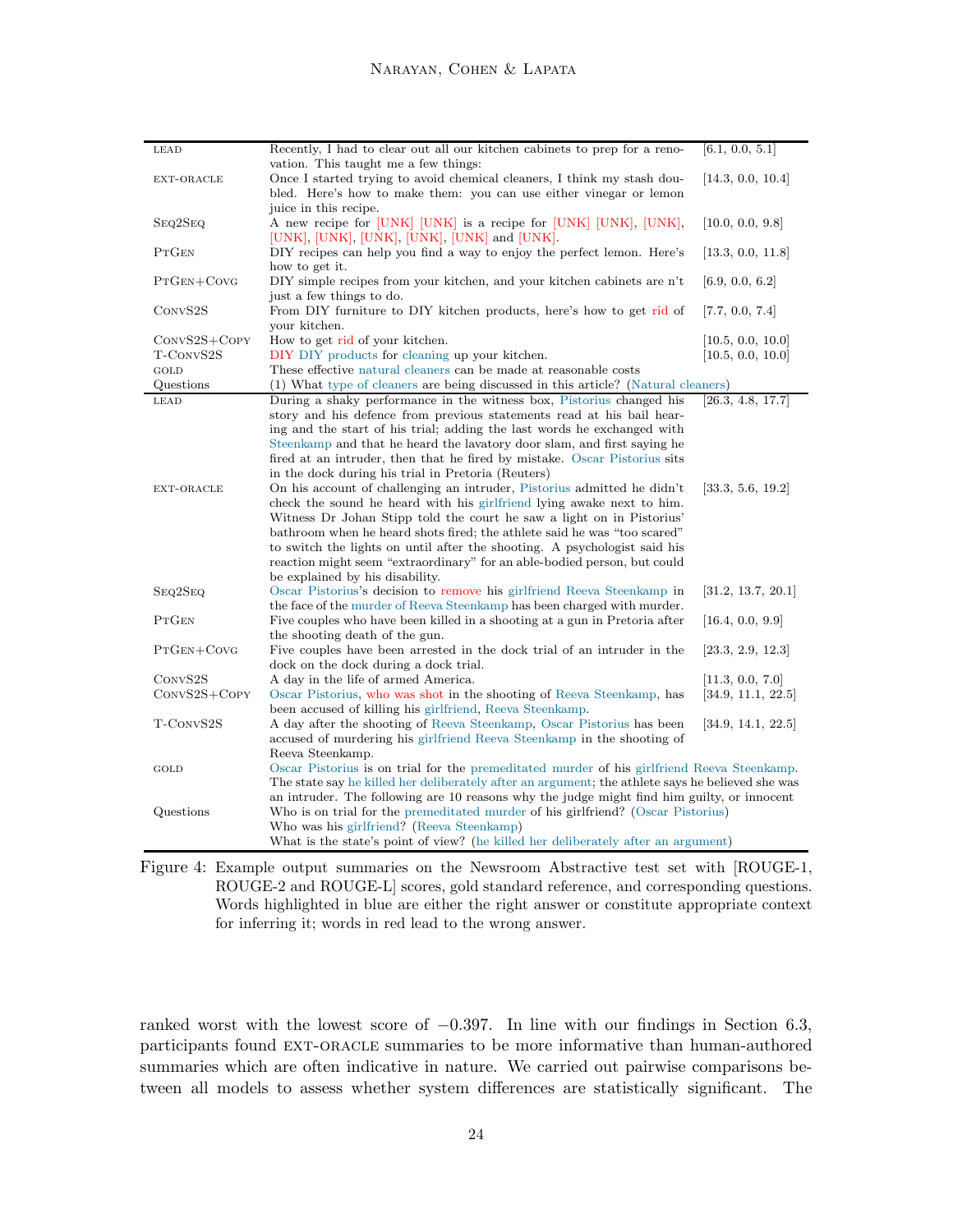| | | |
|---|---|---|
| LEAD | Recently, I had to clear out all our kitchen cabinets to prep for a renovation. This taught me a few things: | [6.1, 0.0, 5.1] |
| EXT-ORACLE | Once I started trying to avoid chemical cleaners, I think my stash doubled. Here's how to make them: you can use either vinegar or lemon juice in this recipe. | [14.3, 0.0, 10.4] |
| SEQ2SEQ | A new recipe for [UNK] [UNK] is a recipe for [UNK] [UNK], [UNK], [UNK], [UNK], [UNK], [UNK], [UNK] and [UNK]. | [10.0, 0.0, 9.8] |
| PTGEN | DIY recipes can help you find a way to enjoy the perfect lemon. Here's how to get it. | [13.3, 0.0, 11.8] |
| PTGEN+COVG | DIY simple recipes from your kitchen, and your kitchen cabinets are n't just a few things to do. | [6.9, 0.0, 6.2] |
| CONVS2S | From DIY furniture to DIY kitchen products, here's how to get rid of your kitchen. | [7.7, 0.0, 7.4] |
| CONVS2S+COPY | How to get rid of your kitchen. | [10.5, 0.0, 10.0] |
| T-CONVS2S | DIY DIY products for cleaning up your kitchen. | [10.5, 0.0, 10.0] |
| GOLD | These effective natural cleaners can be made at reasonable costs | |
| Questions | (1) What type of cleaners are being discussed in this article? (Natural cleaners) | |
| LEAD | During a shaky performance in the witness box, Pistorius changed his story and his defence from previous statements read at his bail hearing and the start of his trial; adding the last words he exchanged with Steenkamp and that he heard the lavatory door slam, and first saying he fired at an intruder, then that he fired by mistake. Oscar Pistorius sits in the dock during his trial in Pretoria (Reuters) | [26.3, 4.8, 17.7] |
| EXT-ORACLE | On his account of challenging an intruder, Pistorius admitted he didn't check the sound he heard with his girlfriend lying awake next to him. Witness Dr Johan Stipp told the court he saw a light on in Pistorius' bathroom when he heard shots fired; the athlete said he was "too scared" to switch the lights on until after the shooting. A psychologist said his reaction might seem "extraordinary" for an able-bodied person, but could be explained by his disability. | [33.3, 5.6, 19.2] |
| SEQ2SEQ | Oscar Pistorius's decision to remove his girlfriend Reeva Steenkamp in the face of the murder of Reeva Steenkamp has been charged with murder. | [31.2, 13.7, 20.1] |
| PTGEN | Five couples who have been killed in a shooting at a gun in Pretoria after the shooting death of the gun. | [16.4, 0.0, 9.9] |
| PTGEN+COVG | Five couples have been arrested in the dock trial of an intruder in the dock on the dock during a dock trial. | [23.3, 2.9, 12.3] |
| CONVS2S | A day in the life of armed America. | [11.3, 0.0, 7.0] |
| CONVS2S+COPY | Oscar Pistorius, who was shot in the shooting of Reeva Steenkamp, has been accused of killing his girlfriend, Reeva Steenkamp. | [34.9, 11.1, 22.5] |
| T-CONVS2S | A day after the shooting of Reeva Steenkamp, Oscar Pistorius has been accused of murdering his girlfriend Reeva Steenkamp in the shooting of Reeva Steenkamp. | [34.9, 14.1, 22.5] |
| GOLD | Oscar Pistorius is on trial for the premeditated murder of his girlfriend Reeva Steenkamp. The state say he killed her deliberately after an argument; the athlete says he believed she was an intruder. The following are 10 reasons why the judge might find him guilty, or innocent | |
| Questions | Who is on trial for the premeditated murder of his girlfriend? (Oscar Pistorius)<br>Who was his girlfriend? (Reeva Steenkamp)<br>What is the state's point of view? (he killed her deliberately after an argument) | |

Figure 4: Example output summaries on the Newsroom Abstractive test set with [ROUGE-1, ROUGE-2 and ROUGE-L] scores, gold standard reference, and corresponding questions. Words highlighted in blue are either the right answer or constitute appropriate context for inferring it; words in red lead to the wrong answer.

ranked worst with the lowest score of −0.397. In line with our findings in Section 6.3, participants found EXT-ORACLE summaries to be more informative than human-authored summaries which are often indicative in nature. We carried out pairwise comparisons between all models to assess whether system differences are statistically significant. The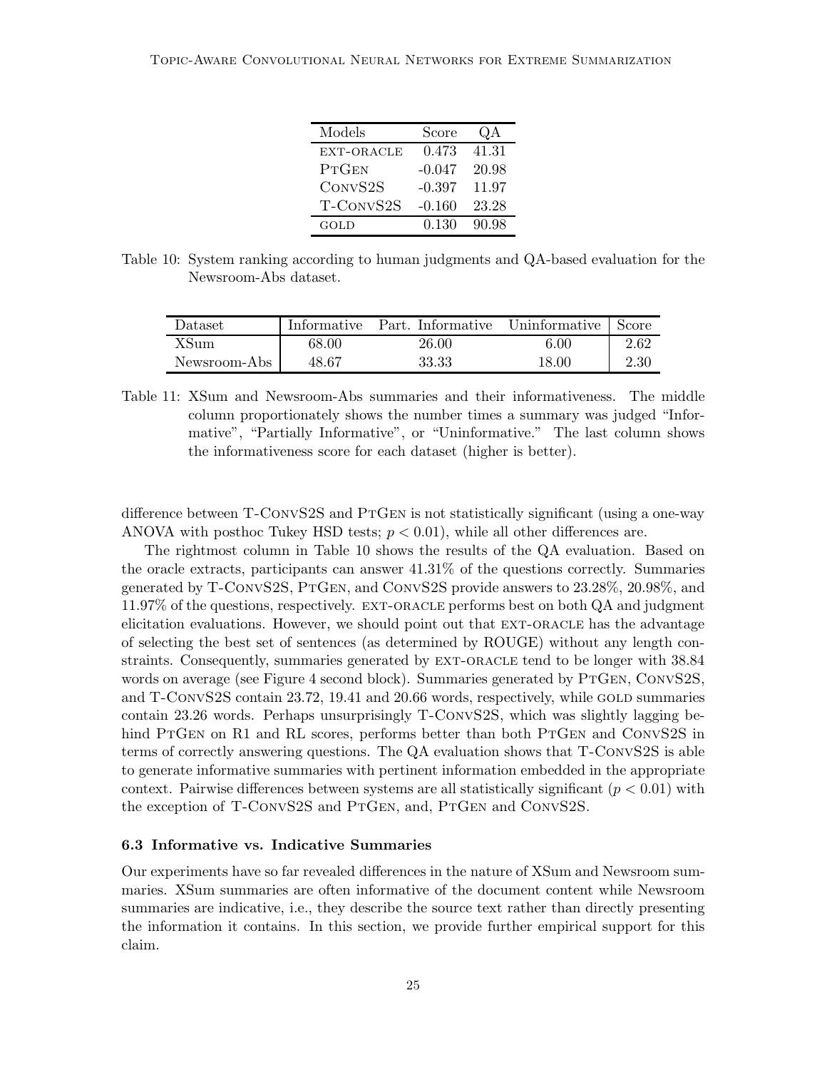| Models | Score | QA |
|---|---|---|
| EXT-ORACLE | 0.473 | 41.31 |
| PTGEN | -0.047 | 20.98 |
| CONVS2S | -0.397 | 11.97 |
| T-CONVS2S | -0.160 | 23.28 |
| GOLD | 0.130 | 90.98 |

Table 10: System ranking according to human judgments and QA-based evaluation for the Newsroom-Abs dataset.

| Dataset | Informative | Part. Informative | Uninformative | Score |
|---|---|---|---|---|
| XSum | 68.00 | 26.00 | 6.00 | 2.62 |
| Newsroom-Abs | 48.67 | 33.33 | 18.00 | 2.30 |

Table 11: XSum and Newsroom-Abs summaries and their informativeness. The middle column proportionately shows the number times a summary was judged "Informative", "Partially Informative", or "Uninformative." The last column shows the informativeness score for each dataset (higher is better).

difference between T-CONVS2S and PTGEN is not statistically significant (using a one-way ANOVA with posthoc Tukey HSD tests; $p < 0.01$), while all other differences are.

The rightmost column in Table 10 shows the results of the QA evaluation. Based on the oracle extracts, participants can answer 41.31% of the questions correctly. Summaries generated by T-CONVS2S, PTGEN, and CONVS2S provide answers to 23.28%, 20.98%, and 11.97% of the questions, respectively. EXT-ORACLE performs best on both QA and judgment elicitation evaluations. However, we should point out that EXT-ORACLE has the advantage of selecting the best set of sentences (as determined by ROUGE) without any length constraints. Consequently, summaries generated by EXT-ORACLE tend to be longer with 38.84 words on average (see Figure 4 second block). Summaries generated by PTGEN, CONVS2S, and T-CONVS2S contain 23.72, 19.41 and 20.66 words, respectively, while GOLD summaries contain 23.26 words. Perhaps unsurprisingly T-CONVS2S, which was slightly lagging behind PTGEN on R1 and RL scores, performs better than both PTGEN and CONVS2S in terms of correctly answering questions. The QA evaluation shows that T-CONVS2S is able to generate informative summaries with pertinent information embedded in the appropriate context. Pairwise differences between systems are all statistically significant ($p < 0.01$) with the exception of T-CONVS2S and PTGEN, and, PTGEN and CONVS2S.

### 6.3 Informative vs. Indicative Summaries

Our experiments have so far revealed differences in the nature of XSum and Newsroom summaries. XSum summaries are often informative of the document content while Newsroom summaries are indicative, i.e., they describe the source text rather than directly presenting the information it contains. In this section, we provide further empirical support for this claim.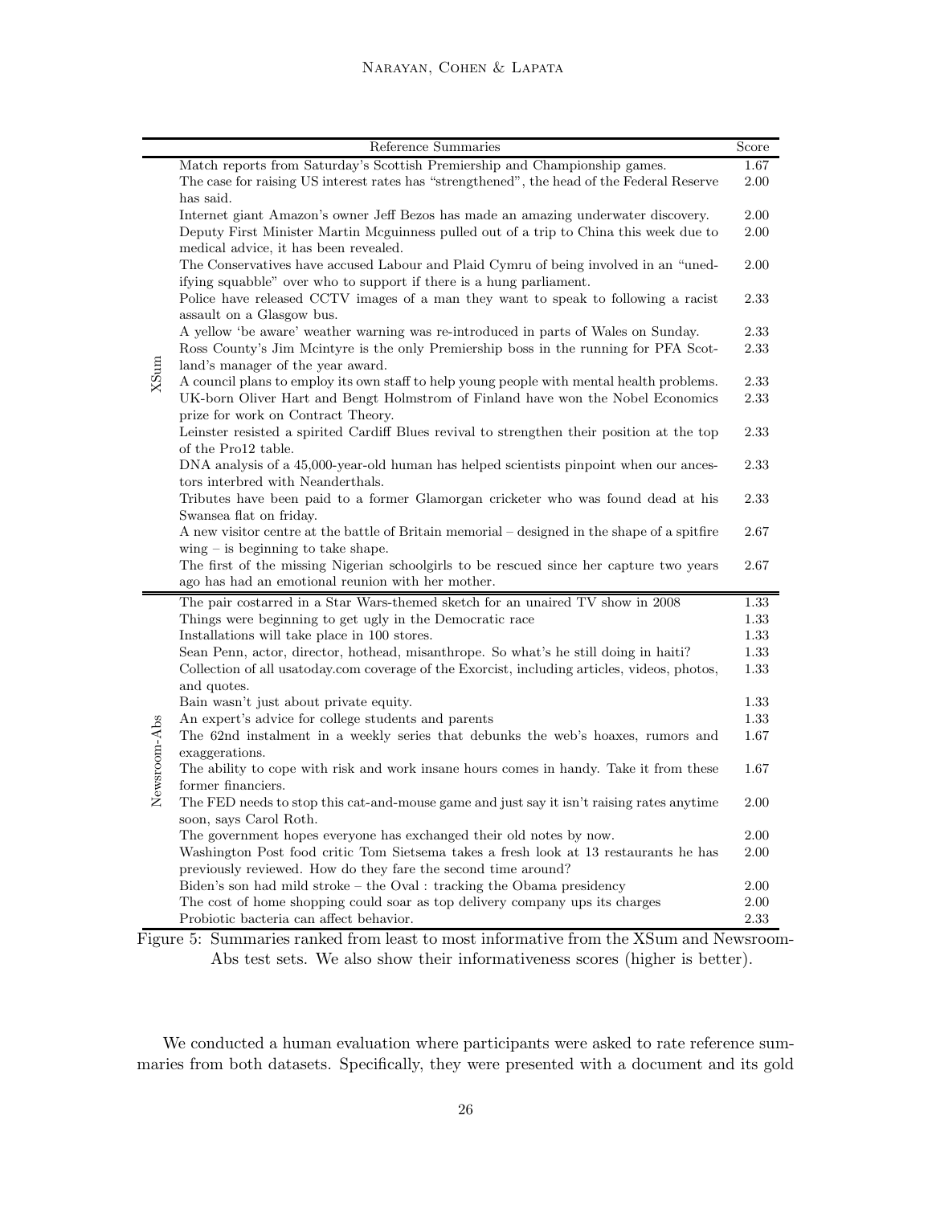| | Reference Summaries | Score |
|---|---|---|
| XSum | Match reports from Saturday's Scottish Premiership and Championship games. | 1.67 |
| | The case for raising US interest rates has "strengthened", the head of the Federal Reserve has said. | 2.00 |
| | Internet giant Amazon's owner Jeff Bezos has made an amazing underwater discovery. | 2.00 |
| | Deputy First Minister Martin Mcguinness pulled out of a trip to China this week due to medical advice, it has been revealed. | 2.00 |
| | The Conservatives have accused Labour and Plaid Cymru of being involved in an "unedifying squabble" over who to support if there is a hung parliament. | 2.00 |
| | Police have released CCTV images of a man they want to speak to following a racist assault on a Glasgow bus. | 2.33 |
| | A yellow 'be aware' weather warning was re-introduced in parts of Wales on Sunday. | 2.33 |
| | Ross County's Jim Mcintyre is the only Premiership boss in the running for PFA Scotland's manager of the year award. | 2.33 |
| | A council plans to employ its own staff to help young people with mental health problems. | 2.33 |
| | UK-born Oliver Hart and Bengt Holmstrom of Finland have won the Nobel Economics prize for work on Contract Theory. | 2.33 |
| | Leinster resisted a spirited Cardiff Blues revival to strengthen their position at the top of the Pro12 table. | 2.33 |
| | DNA analysis of a 45,000-year-old human has helped scientists pinpoint when our ancestors interbred with Neanderthals. | 2.33 |
| | Tributes have been paid to a former Glamorgan cricketer who was found dead at his Swansea flat on friday. | 2.33 |
| | A new visitor centre at the battle of Britain memorial – designed in the shape of a spitfire wing – is beginning to take shape. | 2.67 |
| | The first of the missing Nigerian schoolgirls to be rescued since her capture two years ago has had an emotional reunion with her mother. | 2.67 |
| Newsroom-Abs | The pair costarred in a Star Wars-themed sketch for an unaired TV show in 2008 | 1.33 |
| | Things were beginning to get ugly in the Democratic race | 1.33 |
| | Installations will take place in 100 stores. | 1.33 |
| | Sean Penn, actor, director, hothead, misanthrope. So what's he still doing in haiti? | 1.33 |
| | Collection of all usatoday.com coverage of the Exorcist, including articles, videos, photos, and quotes. | 1.33 |
| | Bain wasn't just about private equity. | 1.33 |
| | An expert's advice for college students and parents | 1.33 |
| | The 62nd instalment in a weekly series that debunks the web's hoaxes, rumors and exaggerations. | 1.67 |
| | The ability to cope with risk and work insane hours comes in handy. Take it from these former financiers. | 1.67 |
| | The FED needs to stop this cat-and-mouse game and just say it isn't raising rates anytime soon, says Carol Roth. | 2.00 |
| | The government hopes everyone has exchanged their old notes by now. | 2.00 |
| | Washington Post food critic Tom Sietsema takes a fresh look at 13 restaurants he has previously reviewed. How do they fare the second time around? | 2.00 |
| | Biden's son had mild stroke – the Oval : tracking the Obama presidency | 2.00 |
| | The cost of home shopping could soar as top delivery company ups its charges | 2.00 |
| | Probiotic bacteria can affect behavior. | 2.33 |

Figure 5: Summaries ranked from least to most informative from the XSum and Newsroom-Abs test sets. We also show their informativeness scores (higher is better).

We conducted a human evaluation where participants were asked to rate reference summaries from both datasets. Specifically, they were presented with a document and its gold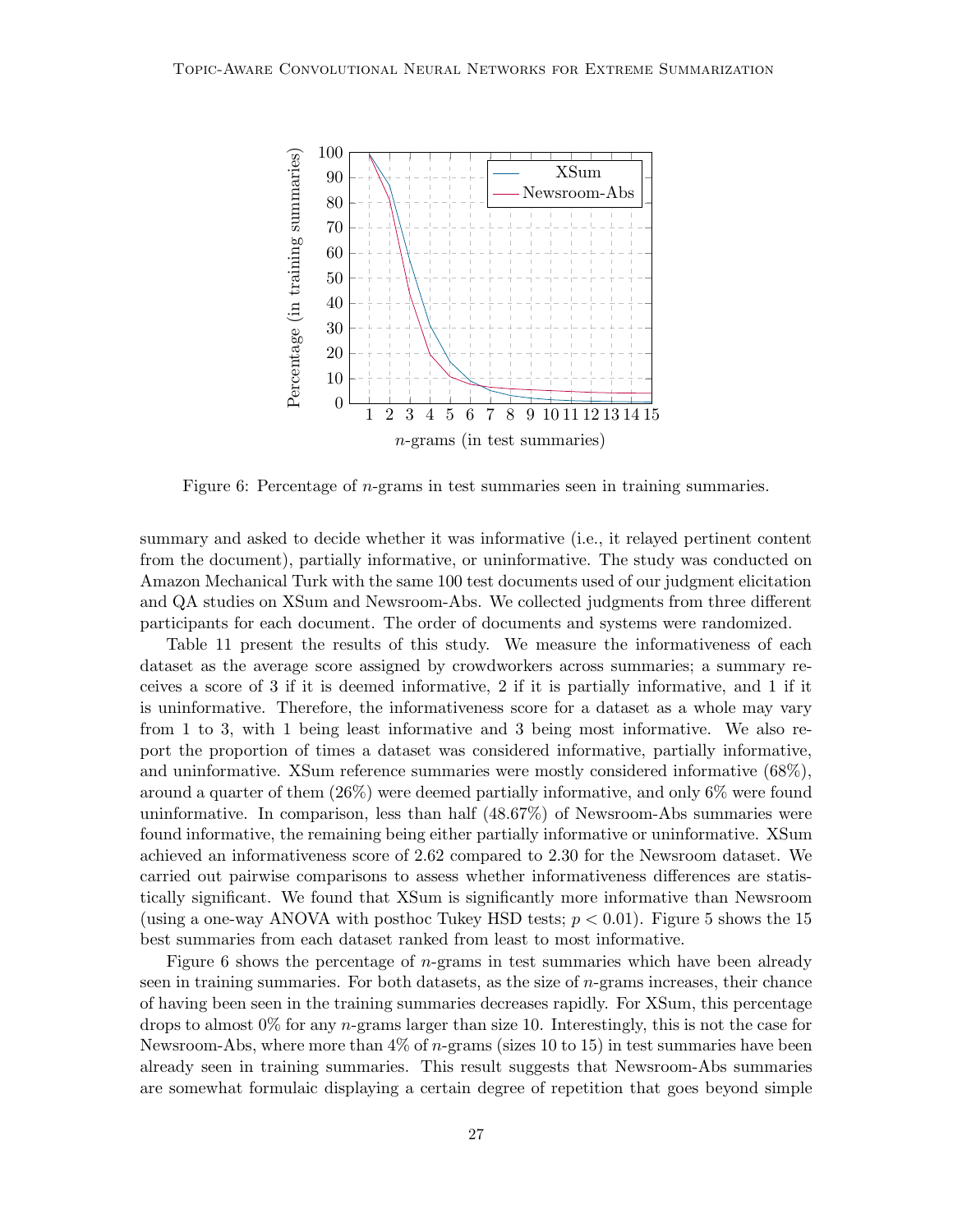Figure 6: Percentage of $n$-grams in test summaries seen in training summaries.

summary and asked to decide whether it was informative (i.e., it relayed pertinent content from the document), partially informative, or uninformative. The study was conducted on Amazon Mechanical Turk with the same 100 test documents used of our judgment elicitation and QA studies on XSum and Newsroom-Abs. We collected judgments from three different participants for each document. The order of documents and systems were randomized.

Table 11 present the results of this study. We measure the informativeness of each dataset as the average score assigned by crowdworkers across summaries; a summary receives a score of 3 if it is deemed informative, 2 if it is partially informative, and 1 if it is uninformative. Therefore, the informativeness score for a dataset as a whole may vary from 1 to 3, with 1 being least informative and 3 being most informative. We also report the proportion of times a dataset was considered informative, partially informative, and uninformative. XSum reference summaries were mostly considered informative (68%), around a quarter of them (26%) were deemed partially informative, and only 6% were found uninformative. In comparison, less than half (48.67%) of Newsroom-Abs summaries were found informative, the remaining being either partially informative or uninformative. XSum achieved an informativeness score of 2.62 compared to 2.30 for the Newsroom dataset. We carried out pairwise comparisons to assess whether informativeness differences are statistically significant. We found that XSum is significantly more informative than Newsroom (using a one-way ANOVA with posthoc Tukey HSD tests; $p < 0.01$). Figure 5 shows the 15 best summaries from each dataset ranked from least to most informative.

Figure 6 shows the percentage of $n$-grams in test summaries which have been already seen in training summaries. For both datasets, as the size of $n$-grams increases, their chance of having been seen in the training summaries decreases rapidly. For XSum, this percentage drops to almost 0% for any $n$-grams larger than size 10. Interestingly, this is not the case for Newsroom-Abs, where more than 4% of $n$-grams (sizes 10 to 15) in test summaries have been already seen in training summaries. This result suggests that Newsroom-Abs summaries are somewhat formulaic displaying a certain degree of repetition that goes beyond simple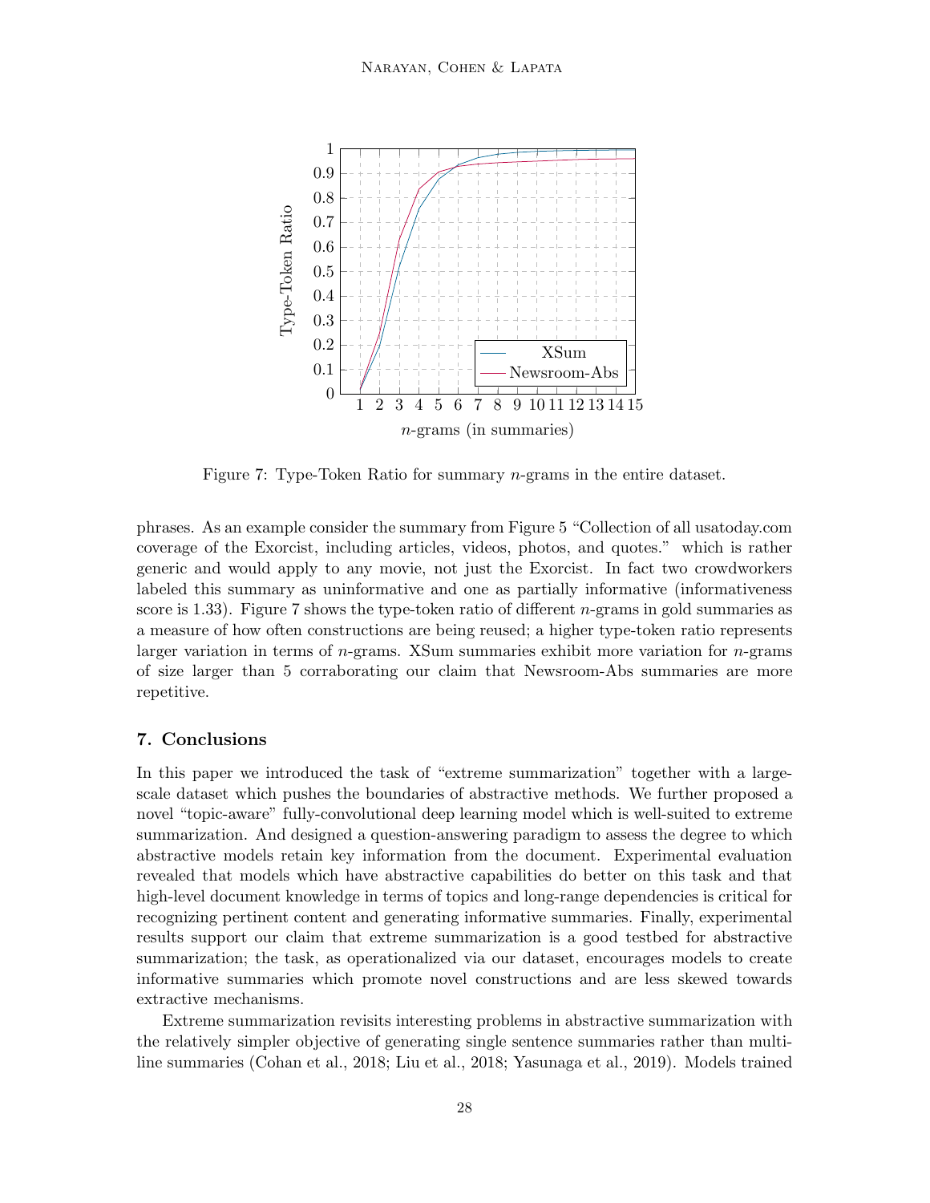Figure 7: Type-Token Ratio for summary $n$-grams in the entire dataset.

phrases. As an example consider the summary from Figure 5 "Collection of all usatoday.com coverage of the Exorcist, including articles, videos, photos, and quotes." which is rather generic and would apply to any movie, not just the Exorcist. In fact two crowdworkers labeled this summary as uninformative and one as partially informative (informativeness score is 1.33). Figure 7 shows the type-token ratio of different $n$-grams in gold summaries as a measure of how often constructions are being reused; a higher type-token ratio represents larger variation in terms of $n$-grams. XSum summaries exhibit more variation for $n$-grams of size larger than 5 corraborating our claim that Newsroom-Abs summaries are more repetitive.

## 7. Conclusions

In this paper we introduced the task of "extreme summarization" together with a large-scale dataset which pushes the boundaries of abstractive methods. We further proposed a novel "topic-aware" fully-convolutional deep learning model which is well-suited to extreme summarization. And designed a question-answering paradigm to assess the degree to which abstractive models retain key information from the document. Experimental evaluation revealed that models which have abstractive capabilities do better on this task and that high-level document knowledge in terms of topics and long-range dependencies is critical for recognizing pertinent content and generating informative summaries. Finally, experimental results support our claim that extreme summarization is a good testbed for abstractive summarization; the task, as operationalized via our dataset, encourages models to create informative summaries which promote novel constructions and are less skewed towards extractive mechanisms.

Extreme summarization revisits interesting problems in abstractive summarization with the relatively simpler objective of generating single sentence summaries rather than multi-line summaries (Cohan et al., 2018; Liu et al., 2018; Yasunaga et al., 2019). Models trained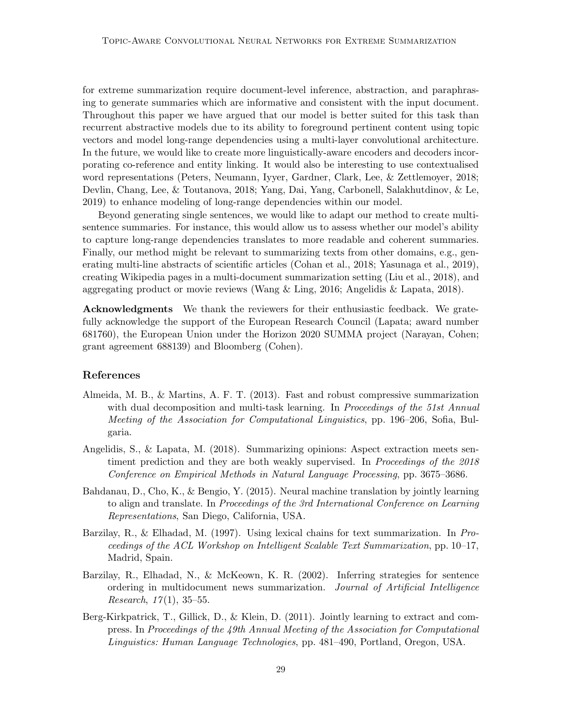for extreme summarization require document-level inference, abstraction, and paraphrasing to generate summaries which are informative and consistent with the input document. Throughout this paper we have argued that our model is better suited for this task than recurrent abstractive models due to its ability to foreground pertinent content using topic vectors and model long-range dependencies using a multi-layer convolutional architecture. In the future, we would like to create more linguistically-aware encoders and decoders incorporating co-reference and entity linking. It would also be interesting to use contextualised word representations (Peters, Neumann, Iyyer, Gardner, Clark, Lee, & Zettlemoyer, 2018; Devlin, Chang, Lee, & Toutanova, 2018; Yang, Dai, Yang, Carbonell, Salakhutdinov, & Le, 2019) to enhance modeling of long-range dependencies within our model.

Beyond generating single sentences, we would like to adapt our method to create multi-sentence summaries. For instance, this would allow us to assess whether our model's ability to capture long-range dependencies translates to more readable and coherent summaries. Finally, our method might be relevant to summarizing texts from other domains, e.g., generating multi-line abstracts of scientific articles (Cohan et al., 2018; Yasunaga et al., 2019), creating Wikipedia pages in a multi-document summarization setting (Liu et al., 2018), and aggregating product or movie reviews (Wang & Ling, 2016; Angelidis & Lapata, 2018).

**Acknowledgments** We thank the reviewers for their enthusiastic feedback. We gratefully acknowledge the support of the European Research Council (Lapata; award number 681760), the European Union under the Horizon 2020 SUMMA project (Narayan, Cohen; grant agreement 688139) and Bloomberg (Cohen).

## References

Almeida, M. B., & Martins, A. F. T. (2013). Fast and robust compressive summarization with dual decomposition and multi-task learning. In *Proceedings of the 51st Annual Meeting of the Association for Computational Linguistics*, pp. 196–206, Sofia, Bulgaria.

Angelidis, S., & Lapata, M. (2018). Summarizing opinions: Aspect extraction meets sentiment prediction and they are both weakly supervised. In *Proceedings of the 2018 Conference on Empirical Methods in Natural Language Processing*, pp. 3675–3686.

Bahdanau, D., Cho, K., & Bengio, Y. (2015). Neural machine translation by jointly learning to align and translate. In *Proceedings of the 3rd International Conference on Learning Representations*, San Diego, California, USA.

Barzilay, R., & Elhadad, M. (1997). Using lexical chains for text summarization. In *Proceedings of the ACL Workshop on Intelligent Scalable Text Summarization*, pp. 10–17, Madrid, Spain.

Barzilay, R., Elhadad, N., & McKeown, K. R. (2002). Inferring strategies for sentence ordering in multidocument news summarization. *Journal of Artificial Intelligence Research*, *17*(1), 35–55.

Berg-Kirkpatrick, T., Gillick, D., & Klein, D. (2011). Jointly learning to extract and compress. In *Proceedings of the 49th Annual Meeting of the Association for Computational Linguistics: Human Language Technologies*, pp. 481–490, Portland, Oregon, USA.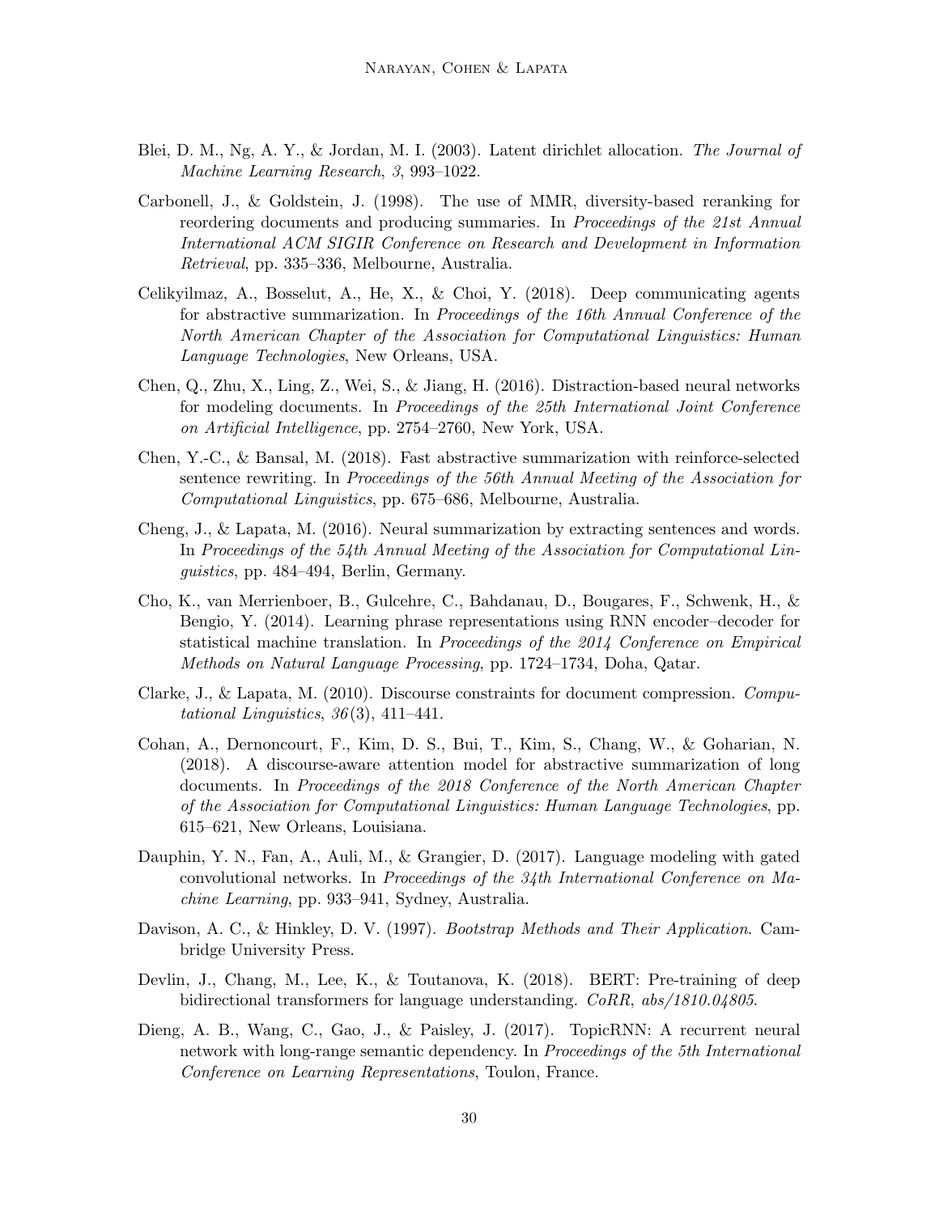Blei, D. M., Ng, A. Y., & Jordan, M. I. (2003). Latent dirichlet allocation. *The Journal of Machine Learning Research*, *3*, 993–1022.

Carbonell, J., & Goldstein, J. (1998). The use of MMR, diversity-based reranking for reordering documents and producing summaries. In *Proceedings of the 21st Annual International ACM SIGIR Conference on Research and Development in Information Retrieval*, pp. 335–336, Melbourne, Australia.

Celikyilmaz, A., Bosselut, A., He, X., & Choi, Y. (2018). Deep communicating agents for abstractive summarization. In *Proceedings of the 16th Annual Conference of the North American Chapter of the Association for Computational Linguistics: Human Language Technologies*, New Orleans, USA.

Chen, Q., Zhu, X., Ling, Z., Wei, S., & Jiang, H. (2016). Distraction-based neural networks for modeling documents. In *Proceedings of the 25th International Joint Conference on Artificial Intelligence*, pp. 2754–2760, New York, USA.

Chen, Y.-C., & Bansal, M. (2018). Fast abstractive summarization with reinforce-selected sentence rewriting. In *Proceedings of the 56th Annual Meeting of the Association for Computational Linguistics*, pp. 675–686, Melbourne, Australia.

Cheng, J., & Lapata, M. (2016). Neural summarization by extracting sentences and words. In *Proceedings of the 54th Annual Meeting of the Association for Computational Linguistics*, pp. 484–494, Berlin, Germany.

Cho, K., van Merrienboer, B., Gulcehre, C., Bahdanau, D., Bougares, F., Schwenk, H., & Bengio, Y. (2014). Learning phrase representations using RNN encoder–decoder for statistical machine translation. In *Proceedings of the 2014 Conference on Empirical Methods on Natural Language Processing*, pp. 1724–1734, Doha, Qatar.

Clarke, J., & Lapata, M. (2010). Discourse constraints for document compression. *Computational Linguistics*, *36*(3), 411–441.

Cohan, A., Dernoncourt, F., Kim, D. S., Bui, T., Kim, S., Chang, W., & Goharian, N. (2018). A discourse-aware attention model for abstractive summarization of long documents. In *Proceedings of the 2018 Conference of the North American Chapter of the Association for Computational Linguistics: Human Language Technologies*, pp. 615–621, New Orleans, Louisiana.

Dauphin, Y. N., Fan, A., Auli, M., & Grangier, D. (2017). Language modeling with gated convolutional networks. In *Proceedings of the 34th International Conference on Machine Learning*, pp. 933–941, Sydney, Australia.

Davison, A. C., & Hinkley, D. V. (1997). *Bootstrap Methods and Their Application*. Cambridge University Press.

Devlin, J., Chang, M., Lee, K., & Toutanova, K. (2018). BERT: Pre-training of deep bidirectional transformers for language understanding. *CoRR*, *abs/1810.04805*.

Dieng, A. B., Wang, C., Gao, J., & Paisley, J. (2017). TopicRNN: A recurrent neural network with long-range semantic dependency. In *Proceedings of the 5th International Conference on Learning Representations*, Toulon, France.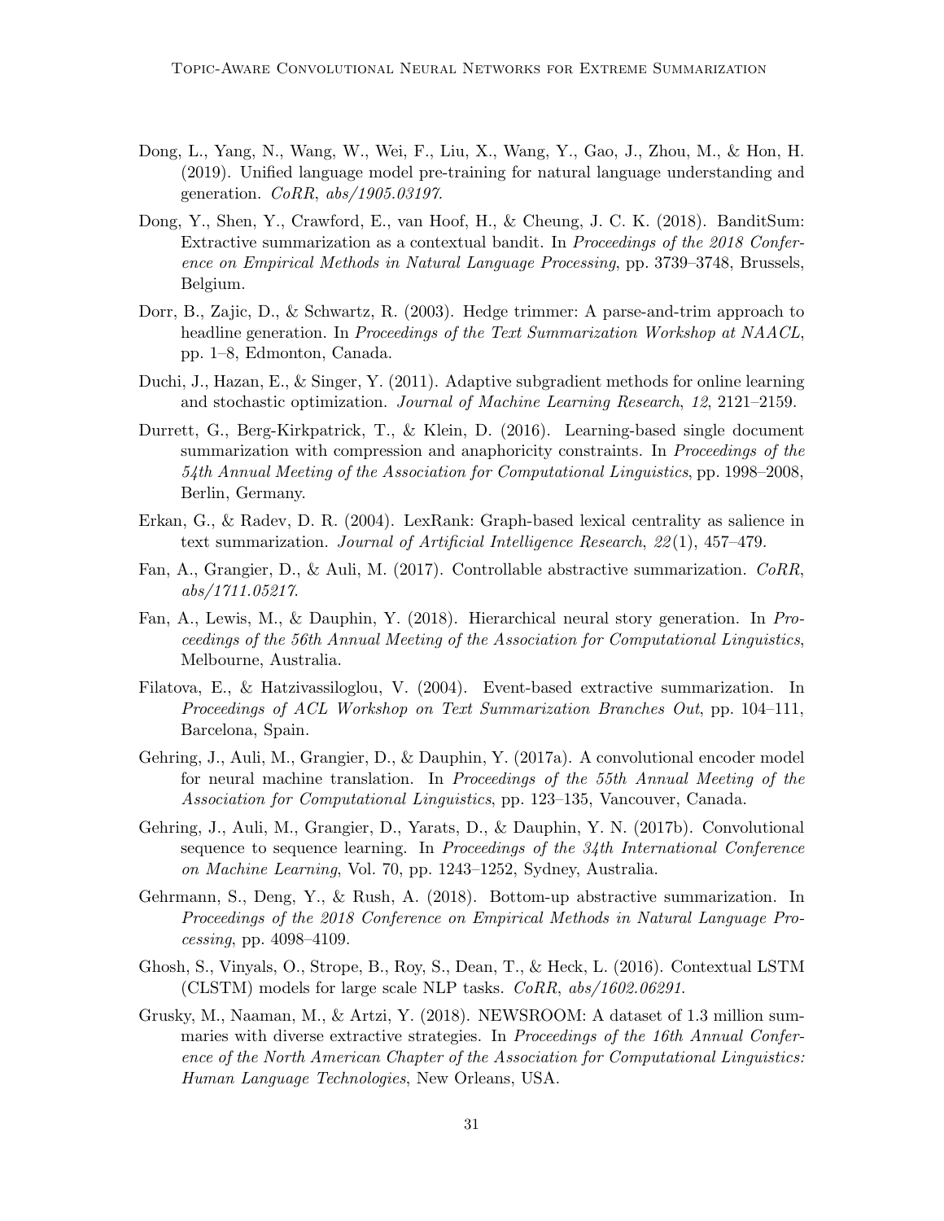Dong, L., Yang, N., Wang, W., Wei, F., Liu, X., Wang, Y., Gao, J., Zhou, M., & Hon, H. (2019). Unified language model pre-training for natural language understanding and generation. *CoRR*, *abs/1905.03197*.

Dong, Y., Shen, Y., Crawford, E., van Hoof, H., & Cheung, J. C. K. (2018). BanditSum: Extractive summarization as a contextual bandit. In *Proceedings of the 2018 Conference on Empirical Methods in Natural Language Processing*, pp. 3739–3748, Brussels, Belgium.

Dorr, B., Zajic, D., & Schwartz, R. (2003). Hedge trimmer: A parse-and-trim approach to headline generation. In *Proceedings of the Text Summarization Workshop at NAACL*, pp. 1–8, Edmonton, Canada.

Duchi, J., Hazan, E., & Singer, Y. (2011). Adaptive subgradient methods for online learning and stochastic optimization. *Journal of Machine Learning Research*, *12*, 2121–2159.

Durrett, G., Berg-Kirkpatrick, T., & Klein, D. (2016). Learning-based single document summarization with compression and anaphoricity constraints. In *Proceedings of the 54th Annual Meeting of the Association for Computational Linguistics*, pp. 1998–2008, Berlin, Germany.

Erkan, G., & Radev, D. R. (2004). LexRank: Graph-based lexical centrality as salience in text summarization. *Journal of Artificial Intelligence Research*, *22*(1), 457–479.

Fan, A., Grangier, D., & Auli, M. (2017). Controllable abstractive summarization. *CoRR*, *abs/1711.05217*.

Fan, A., Lewis, M., & Dauphin, Y. (2018). Hierarchical neural story generation. In *Proceedings of the 56th Annual Meeting of the Association for Computational Linguistics*, Melbourne, Australia.

Filatova, E., & Hatzivassiloglou, V. (2004). Event-based extractive summarization. In *Proceedings of ACL Workshop on Text Summarization Branches Out*, pp. 104–111, Barcelona, Spain.

Gehring, J., Auli, M., Grangier, D., & Dauphin, Y. (2017a). A convolutional encoder model for neural machine translation. In *Proceedings of the 55th Annual Meeting of the Association for Computational Linguistics*, pp. 123–135, Vancouver, Canada.

Gehring, J., Auli, M., Grangier, D., Yarats, D., & Dauphin, Y. N. (2017b). Convolutional sequence to sequence learning. In *Proceedings of the 34th International Conference on Machine Learning*, Vol. 70, pp. 1243–1252, Sydney, Australia.

Gehrmann, S., Deng, Y., & Rush, A. (2018). Bottom-up abstractive summarization. In *Proceedings of the 2018 Conference on Empirical Methods in Natural Language Processing*, pp. 4098–4109.

Ghosh, S., Vinyals, O., Strope, B., Roy, S., Dean, T., & Heck, L. (2016). Contextual LSTM (CLSTM) models for large scale NLP tasks. *CoRR*, *abs/1602.06291*.

Grusky, M., Naaman, M., & Artzi, Y. (2018). NEWSROOM: A dataset of 1.3 million summaries with diverse extractive strategies. In *Proceedings of the 16th Annual Conference of the North American Chapter of the Association for Computational Linguistics: Human Language Technologies*, New Orleans, USA.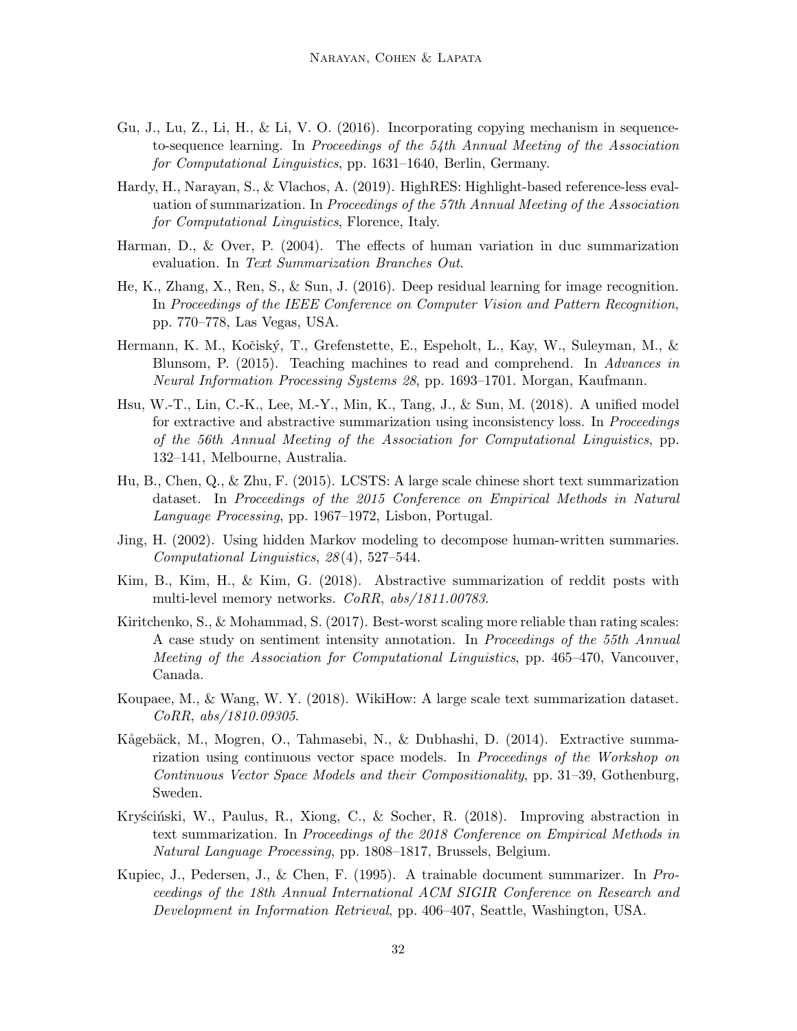Gu, J., Lu, Z., Li, H., & Li, V. O. (2016). Incorporating copying mechanism in sequence-to-sequence learning. In *Proceedings of the 54th Annual Meeting of the Association for Computational Linguistics*, pp. 1631–1640, Berlin, Germany.

Hardy, H., Narayan, S., & Vlachos, A. (2019). HighRES: Highlight-based reference-less evaluation of summarization. In *Proceedings of the 57th Annual Meeting of the Association for Computational Linguistics*, Florence, Italy.

Harman, D., & Over, P. (2004). The effects of human variation in duc summarization evaluation. In *Text Summarization Branches Out*.

He, K., Zhang, X., Ren, S., & Sun, J. (2016). Deep residual learning for image recognition. In *Proceedings of the IEEE Conference on Computer Vision and Pattern Recognition*, pp. 770–778, Las Vegas, USA.

Hermann, K. M., Kočiský, T., Grefenstette, E., Espeholt, L., Kay, W., Suleyman, M., & Blunsom, P. (2015). Teaching machines to read and comprehend. In *Advances in Neural Information Processing Systems 28*, pp. 1693–1701. Morgan, Kaufmann.

Hsu, W.-T., Lin, C.-K., Lee, M.-Y., Min, K., Tang, J., & Sun, M. (2018). A unified model for extractive and abstractive summarization using inconsistency loss. In *Proceedings of the 56th Annual Meeting of the Association for Computational Linguistics*, pp. 132–141, Melbourne, Australia.

Hu, B., Chen, Q., & Zhu, F. (2015). LCSTS: A large scale chinese short text summarization dataset. In *Proceedings of the 2015 Conference on Empirical Methods in Natural Language Processing*, pp. 1967–1972, Lisbon, Portugal.

Jing, H. (2002). Using hidden Markov modeling to decompose human-written summaries. *Computational Linguistics*, *28*(4), 527–544.

Kim, B., Kim, H., & Kim, G. (2018). Abstractive summarization of reddit posts with multi-level memory networks. *CoRR*, *abs/1811.00783*.

Kiritchenko, S., & Mohammad, S. (2017). Best-worst scaling more reliable than rating scales: A case study on sentiment intensity annotation. In *Proceedings of the 55th Annual Meeting of the Association for Computational Linguistics*, pp. 465–470, Vancouver, Canada.

Koupaee, M., & Wang, W. Y. (2018). WikiHow: A large scale text summarization dataset. *CoRR*, *abs/1810.09305*.

Kågebäck, M., Mogren, O., Tahmasebi, N., & Dubhashi, D. (2014). Extractive summarization using continuous vector space models. In *Proceedings of the Workshop on Continuous Vector Space Models and their Compositionality*, pp. 31–39, Gothenburg, Sweden.

Kryściński, W., Paulus, R., Xiong, C., & Socher, R. (2018). Improving abstraction in text summarization. In *Proceedings of the 2018 Conference on Empirical Methods in Natural Language Processing*, pp. 1808–1817, Brussels, Belgium.

Kupiec, J., Pedersen, J., & Chen, F. (1995). A trainable document summarizer. In *Proceedings of the 18th Annual International ACM SIGIR Conference on Research and Development in Information Retrieval*, pp. 406–407, Seattle, Washington, USA.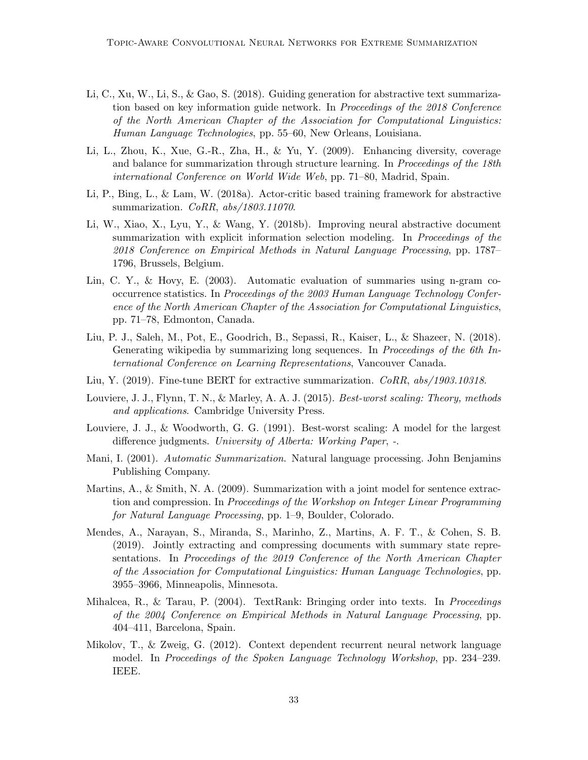Li, C., Xu, W., Li, S., & Gao, S. (2018). Guiding generation for abstractive text summarization based on key information guide network. In *Proceedings of the 2018 Conference of the North American Chapter of the Association for Computational Linguistics: Human Language Technologies*, pp. 55–60, New Orleans, Louisiana.

Li, L., Zhou, K., Xue, G.-R., Zha, H., & Yu, Y. (2009). Enhancing diversity, coverage and balance for summarization through structure learning. In *Proceedings of the 18th international Conference on World Wide Web*, pp. 71–80, Madrid, Spain.

Li, P., Bing, L., & Lam, W. (2018a). Actor-critic based training framework for abstractive summarization. *CoRR*, *abs/1803.11070*.

Li, W., Xiao, X., Lyu, Y., & Wang, Y. (2018b). Improving neural abstractive document summarization with explicit information selection modeling. In *Proceedings of the 2018 Conference on Empirical Methods in Natural Language Processing*, pp. 1787–1796, Brussels, Belgium.

Lin, C. Y., & Hovy, E. (2003). Automatic evaluation of summaries using n-gram co-occurrence statistics. In *Proceedings of the 2003 Human Language Technology Conference of the North American Chapter of the Association for Computational Linguistics*, pp. 71–78, Edmonton, Canada.

Liu, P. J., Saleh, M., Pot, E., Goodrich, B., Sepassi, R., Kaiser, L., & Shazeer, N. (2018). Generating wikipedia by summarizing long sequences. In *Proceedings of the 6th International Conference on Learning Representations*, Vancouver Canada.

Liu, Y. (2019). Fine-tune BERT for extractive summarization. *CoRR*, *abs/1903.10318*.

Louviere, J. J., Flynn, T. N., & Marley, A. A. J. (2015). *Best-worst scaling: Theory, methods and applications*. Cambridge University Press.

Louviere, J. J., & Woodworth, G. G. (1991). Best-worst scaling: A model for the largest difference judgments. *University of Alberta: Working Paper*, -.

Mani, I. (2001). *Automatic Summarization*. Natural language processing. John Benjamins Publishing Company.

Martins, A., & Smith, N. A. (2009). Summarization with a joint model for sentence extraction and compression. In *Proceedings of the Workshop on Integer Linear Programming for Natural Language Processing*, pp. 1–9, Boulder, Colorado.

Mendes, A., Narayan, S., Miranda, S., Marinho, Z., Martins, A. F. T., & Cohen, S. B. (2019). Jointly extracting and compressing documents with summary state representations. In *Proceedings of the 2019 Conference of the North American Chapter of the Association for Computational Linguistics: Human Language Technologies*, pp. 3955–3966, Minneapolis, Minnesota.

Mihalcea, R., & Tarau, P. (2004). TextRank: Bringing order into texts. In *Proceedings of the 2004 Conference on Empirical Methods in Natural Language Processing*, pp. 404–411, Barcelona, Spain.

Mikolov, T., & Zweig, G. (2012). Context dependent recurrent neural network language model. In *Proceedings of the Spoken Language Technology Workshop*, pp. 234–239. IEEE.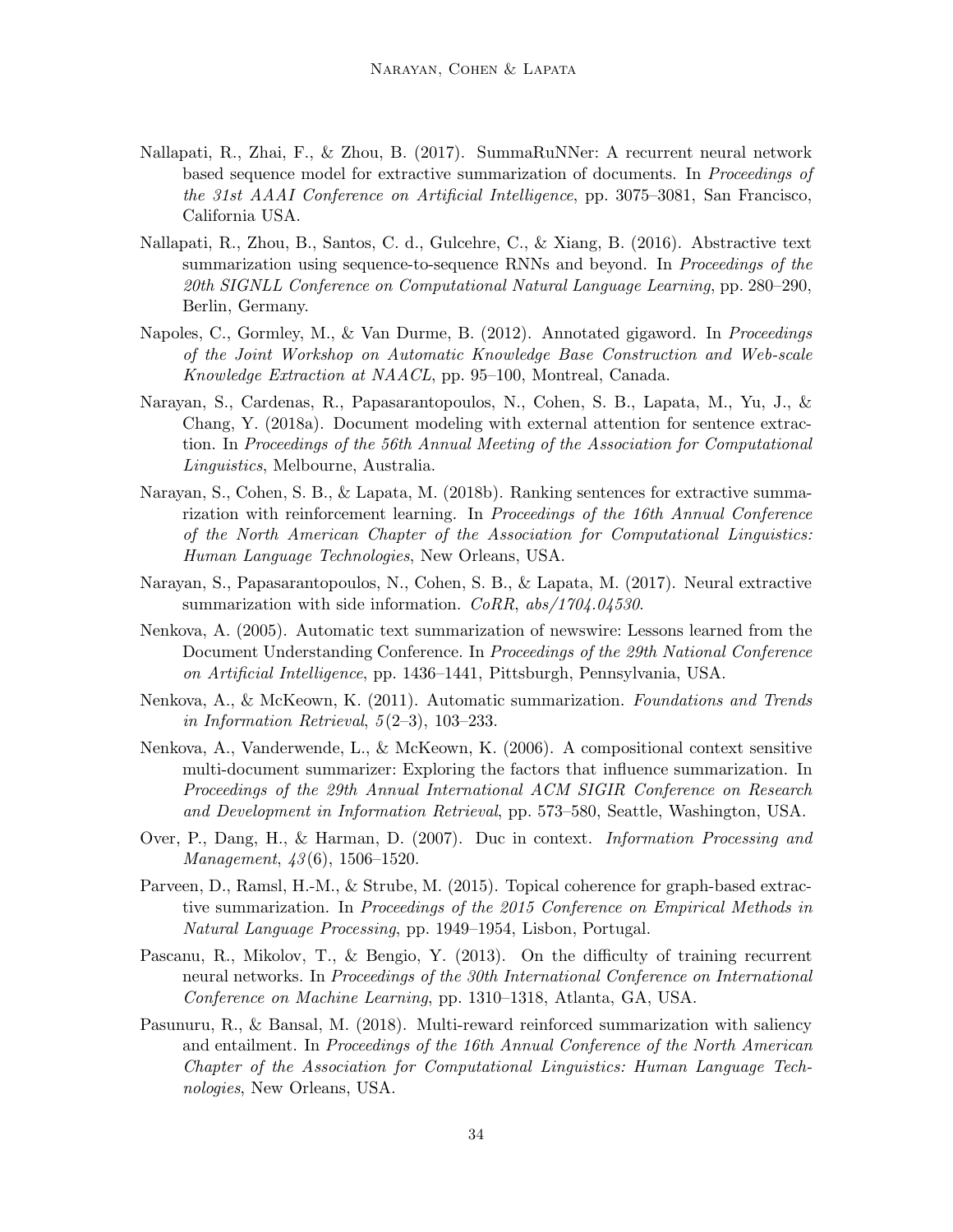Nallapati, R., Zhai, F., & Zhou, B. (2017). SummaRuNNer: A recurrent neural network based sequence model for extractive summarization of documents. In *Proceedings of the 31st AAAI Conference on Artificial Intelligence*, pp. 3075–3081, San Francisco, California USA.

Nallapati, R., Zhou, B., Santos, C. d., Gulcehre, C., & Xiang, B. (2016). Abstractive text summarization using sequence-to-sequence RNNs and beyond. In *Proceedings of the 20th SIGNLL Conference on Computational Natural Language Learning*, pp. 280–290, Berlin, Germany.

Napoles, C., Gormley, M., & Van Durme, B. (2012). Annotated gigaword. In *Proceedings of the Joint Workshop on Automatic Knowledge Base Construction and Web-scale Knowledge Extraction at NAACL*, pp. 95–100, Montreal, Canada.

Narayan, S., Cardenas, R., Papasarantopoulos, N., Cohen, S. B., Lapata, M., Yu, J., & Chang, Y. (2018a). Document modeling with external attention for sentence extraction. In *Proceedings of the 56th Annual Meeting of the Association for Computational Linguistics*, Melbourne, Australia.

Narayan, S., Cohen, S. B., & Lapata, M. (2018b). Ranking sentences for extractive summarization with reinforcement learning. In *Proceedings of the 16th Annual Conference of the North American Chapter of the Association for Computational Linguistics: Human Language Technologies*, New Orleans, USA.

Narayan, S., Papasarantopoulos, N., Cohen, S. B., & Lapata, M. (2017). Neural extractive summarization with side information. *CoRR*, *abs/1704.04530*.

Nenkova, A. (2005). Automatic text summarization of newswire: Lessons learned from the Document Understanding Conference. In *Proceedings of the 29th National Conference on Artificial Intelligence*, pp. 1436–1441, Pittsburgh, Pennsylvania, USA.

Nenkova, A., & McKeown, K. (2011). Automatic summarization. *Foundations and Trends in Information Retrieval*, *5*(2–3), 103–233.

Nenkova, A., Vanderwende, L., & McKeown, K. (2006). A compositional context sensitive multi-document summarizer: Exploring the factors that influence summarization. In *Proceedings of the 29th Annual International ACM SIGIR Conference on Research and Development in Information Retrieval*, pp. 573–580, Seattle, Washington, USA.

Over, P., Dang, H., & Harman, D. (2007). Duc in context. *Information Processing and Management*, *43*(6), 1506–1520.

Parveen, D., Ramsl, H.-M., & Strube, M. (2015). Topical coherence for graph-based extractive summarization. In *Proceedings of the 2015 Conference on Empirical Methods in Natural Language Processing*, pp. 1949–1954, Lisbon, Portugal.

Pascanu, R., Mikolov, T., & Bengio, Y. (2013). On the difficulty of training recurrent neural networks. In *Proceedings of the 30th International Conference on International Conference on Machine Learning*, pp. 1310–1318, Atlanta, GA, USA.

Pasunuru, R., & Bansal, M. (2018). Multi-reward reinforced summarization with saliency and entailment. In *Proceedings of the 16th Annual Conference of the North American Chapter of the Association for Computational Linguistics: Human Language Technologies*, New Orleans, USA.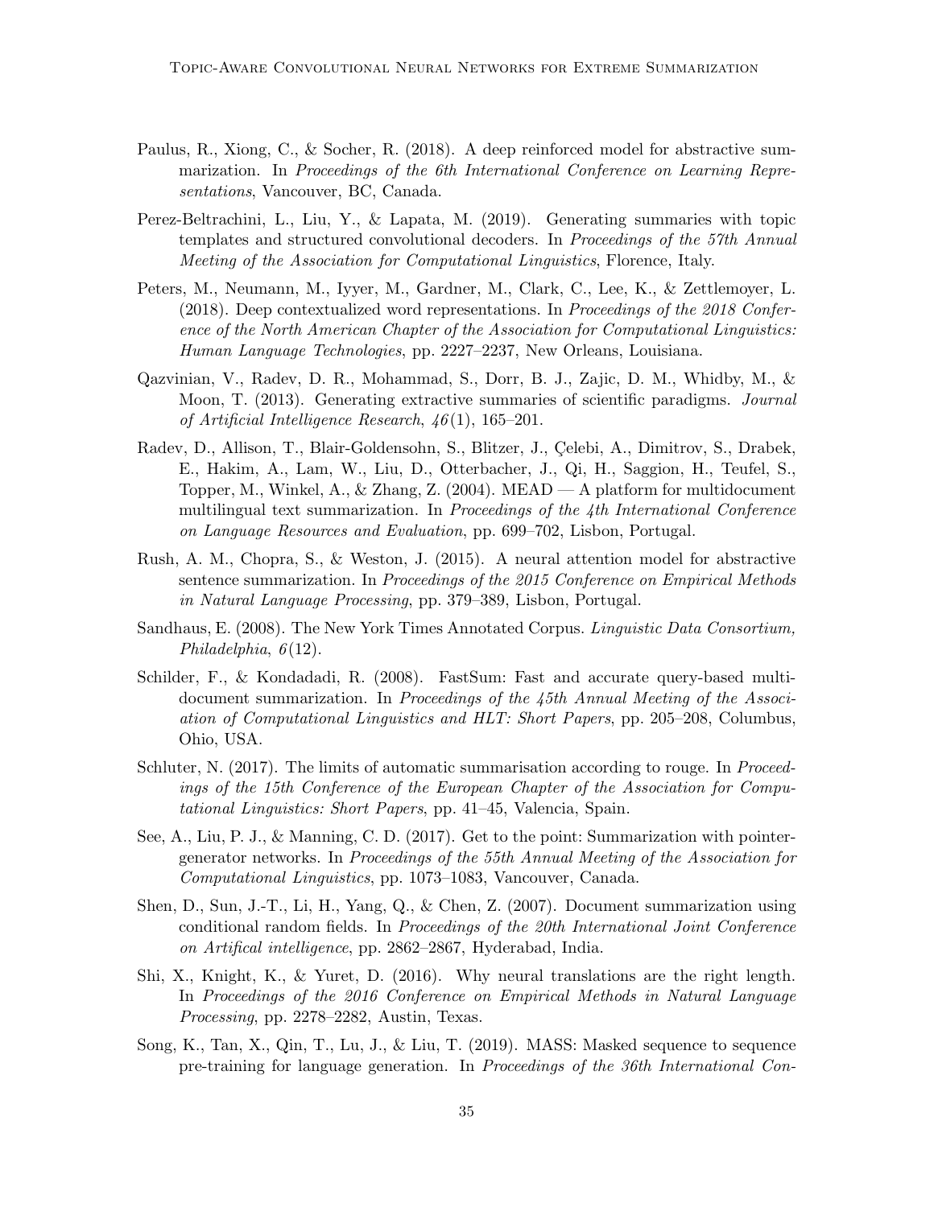Paulus, R., Xiong, C., & Socher, R. (2018). A deep reinforced model for abstractive summarization. In *Proceedings of the 6th International Conference on Learning Representations*, Vancouver, BC, Canada.

Perez-Beltrachini, L., Liu, Y., & Lapata, M. (2019). Generating summaries with topic templates and structured convolutional decoders. In *Proceedings of the 57th Annual Meeting of the Association for Computational Linguistics*, Florence, Italy.

Peters, M., Neumann, M., Iyyer, M., Gardner, M., Clark, C., Lee, K., & Zettlemoyer, L. (2018). Deep contextualized word representations. In *Proceedings of the 2018 Conference of the North American Chapter of the Association for Computational Linguistics: Human Language Technologies*, pp. 2227–2237, New Orleans, Louisiana.

Qazvinian, V., Radev, D. R., Mohammad, S., Dorr, B. J., Zajic, D. M., Whidby, M., & Moon, T. (2013). Generating extractive summaries of scientific paradigms. *Journal of Artificial Intelligence Research*, *46*(1), 165–201.

Radev, D., Allison, T., Blair-Goldensohn, S., Blitzer, J., Çelebi, A., Dimitrov, S., Drabek, E., Hakim, A., Lam, W., Liu, D., Otterbacher, J., Qi, H., Saggion, H., Teufel, S., Topper, M., Winkel, A., & Zhang, Z. (2004). MEAD — A platform for multidocument multilingual text summarization. In *Proceedings of the 4th International Conference on Language Resources and Evaluation*, pp. 699–702, Lisbon, Portugal.

Rush, A. M., Chopra, S., & Weston, J. (2015). A neural attention model for abstractive sentence summarization. In *Proceedings of the 2015 Conference on Empirical Methods in Natural Language Processing*, pp. 379–389, Lisbon, Portugal.

Sandhaus, E. (2008). The New York Times Annotated Corpus. *Linguistic Data Consortium, Philadelphia*, *6*(12).

Schilder, F., & Kondadadi, R. (2008). FastSum: Fast and accurate query-based multi-document summarization. In *Proceedings of the 45th Annual Meeting of the Association of Computational Linguistics and HLT: Short Papers*, pp. 205–208, Columbus, Ohio, USA.

Schluter, N. (2017). The limits of automatic summarisation according to rouge. In *Proceedings of the 15th Conference of the European Chapter of the Association for Computational Linguistics: Short Papers*, pp. 41–45, Valencia, Spain.

See, A., Liu, P. J., & Manning, C. D. (2017). Get to the point: Summarization with pointer-generator networks. In *Proceedings of the 55th Annual Meeting of the Association for Computational Linguistics*, pp. 1073–1083, Vancouver, Canada.

Shen, D., Sun, J.-T., Li, H., Yang, Q., & Chen, Z. (2007). Document summarization using conditional random fields. In *Proceedings of the 20th International Joint Conference on Artifical intelligence*, pp. 2862–2867, Hyderabad, India.

Shi, X., Knight, K., & Yuret, D. (2016). Why neural translations are the right length. In *Proceedings of the 2016 Conference on Empirical Methods in Natural Language Processing*, pp. 2278–2282, Austin, Texas.

Song, K., Tan, X., Qin, T., Lu, J., & Liu, T. (2019). MASS: Masked sequence to sequence pre-training for language generation. In *Proceedings of the 36th International Con-*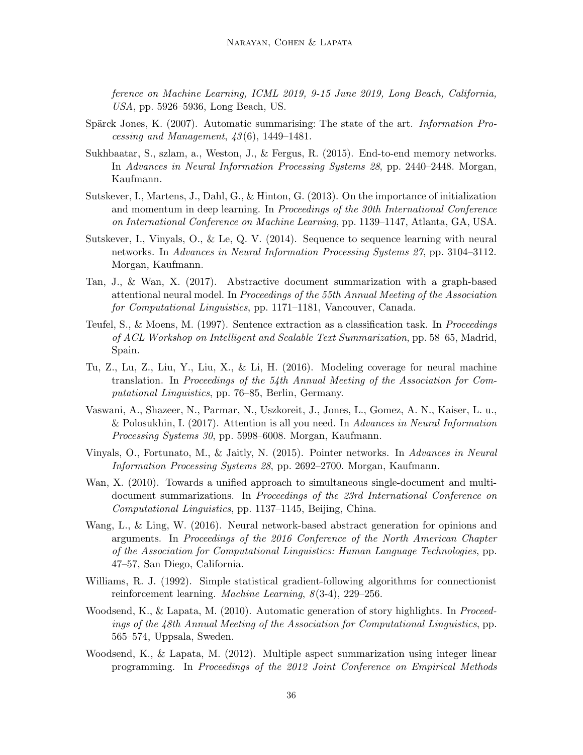*ference on Machine Learning, ICML 2019, 9-15 June 2019, Long Beach, California, USA*, pp. 5926–5936, Long Beach, US.

Spärck Jones, K. (2007). Automatic summarising: The state of the art. *Information Processing and Management*, *43*(6), 1449–1481.

Sukhbaatar, S., szlam, a., Weston, J., & Fergus, R. (2015). End-to-end memory networks. In *Advances in Neural Information Processing Systems 28*, pp. 2440–2448. Morgan, Kaufmann.

Sutskever, I., Martens, J., Dahl, G., & Hinton, G. (2013). On the importance of initialization and momentum in deep learning. In *Proceedings of the 30th International Conference on International Conference on Machine Learning*, pp. 1139–1147, Atlanta, GA, USA.

Sutskever, I., Vinyals, O., & Le, Q. V. (2014). Sequence to sequence learning with neural networks. In *Advances in Neural Information Processing Systems 27*, pp. 3104–3112. Morgan, Kaufmann.

Tan, J., & Wan, X. (2017). Abstractive document summarization with a graph-based attentional neural model. In *Proceedings of the 55th Annual Meeting of the Association for Computational Linguistics*, pp. 1171–1181, Vancouver, Canada.

Teufel, S., & Moens, M. (1997). Sentence extraction as a classification task. In *Proceedings of ACL Workshop on Intelligent and Scalable Text Summarization*, pp. 58–65, Madrid, Spain.

Tu, Z., Lu, Z., Liu, Y., Liu, X., & Li, H. (2016). Modeling coverage for neural machine translation. In *Proceedings of the 54th Annual Meeting of the Association for Computational Linguistics*, pp. 76–85, Berlin, Germany.

Vaswani, A., Shazeer, N., Parmar, N., Uszkoreit, J., Jones, L., Gomez, A. N., Kaiser, L. u., & Polosukhin, I. (2017). Attention is all you need. In *Advances in Neural Information Processing Systems 30*, pp. 5998–6008. Morgan, Kaufmann.

Vinyals, O., Fortunato, M., & Jaitly, N. (2015). Pointer networks. In *Advances in Neural Information Processing Systems 28*, pp. 2692–2700. Morgan, Kaufmann.

Wan, X. (2010). Towards a unified approach to simultaneous single-document and multi-document summarizations. In *Proceedings of the 23rd International Conference on Computational Linguistics*, pp. 1137–1145, Beijing, China.

Wang, L., & Ling, W. (2016). Neural network-based abstract generation for opinions and arguments. In *Proceedings of the 2016 Conference of the North American Chapter of the Association for Computational Linguistics: Human Language Technologies*, pp. 47–57, San Diego, California.

Williams, R. J. (1992). Simple statistical gradient-following algorithms for connectionist reinforcement learning. *Machine Learning*, *8*(3-4), 229–256.

Woodsend, K., & Lapata, M. (2010). Automatic generation of story highlights. In *Proceedings of the 48th Annual Meeting of the Association for Computational Linguistics*, pp. 565–574, Uppsala, Sweden.

Woodsend, K., & Lapata, M. (2012). Multiple aspect summarization using integer linear programming. In *Proceedings of the 2012 Joint Conference on Empirical Methods*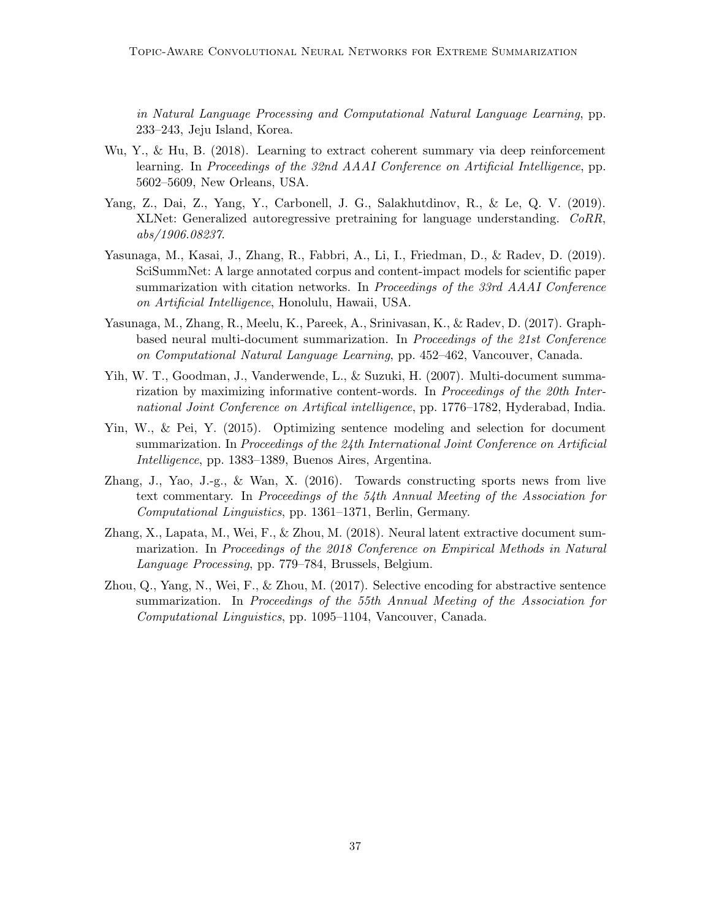*in Natural Language Processing and Computational Natural Language Learning*, pp. 233–243, Jeju Island, Korea.

Wu, Y., & Hu, B. (2018). Learning to extract coherent summary via deep reinforcement learning. In *Proceedings of the 32nd AAAI Conference on Artificial Intelligence*, pp. 5602–5609, New Orleans, USA.

Yang, Z., Dai, Z., Yang, Y., Carbonell, J. G., Salakhutdinov, R., & Le, Q. V. (2019). XLNet: Generalized autoregressive pretraining for language understanding. *CoRR, abs/1906.08237*.

Yasunaga, M., Kasai, J., Zhang, R., Fabbri, A., Li, I., Friedman, D., & Radev, D. (2019). SciSummNet: A large annotated corpus and content-impact models for scientific paper summarization with citation networks. In *Proceedings of the 33rd AAAI Conference on Artificial Intelligence*, Honolulu, Hawaii, USA.

Yasunaga, M., Zhang, R., Meelu, K., Pareek, A., Srinivasan, K., & Radev, D. (2017). Graph-based neural multi-document summarization. In *Proceedings of the 21st Conference on Computational Natural Language Learning*, pp. 452–462, Vancouver, Canada.

Yih, W. T., Goodman, J., Vanderwende, L., & Suzuki, H. (2007). Multi-document summarization by maximizing informative content-words. In *Proceedings of the 20th International Joint Conference on Artifical intelligence*, pp. 1776–1782, Hyderabad, India.

Yin, W., & Pei, Y. (2015). Optimizing sentence modeling and selection for document summarization. In *Proceedings of the 24th International Joint Conference on Artificial Intelligence*, pp. 1383–1389, Buenos Aires, Argentina.

Zhang, J., Yao, J.-g., & Wan, X. (2016). Towards constructing sports news from live text commentary. In *Proceedings of the 54th Annual Meeting of the Association for Computational Linguistics*, pp. 1361–1371, Berlin, Germany.

Zhang, X., Lapata, M., Wei, F., & Zhou, M. (2018). Neural latent extractive document summarization. In *Proceedings of the 2018 Conference on Empirical Methods in Natural Language Processing*, pp. 779–784, Brussels, Belgium.

Zhou, Q., Yang, N., Wei, F., & Zhou, M. (2017). Selective encoding for abstractive sentence summarization. In *Proceedings of the 55th Annual Meeting of the Association for Computational Linguistics*, pp. 1095–1104, Vancouver, Canada.